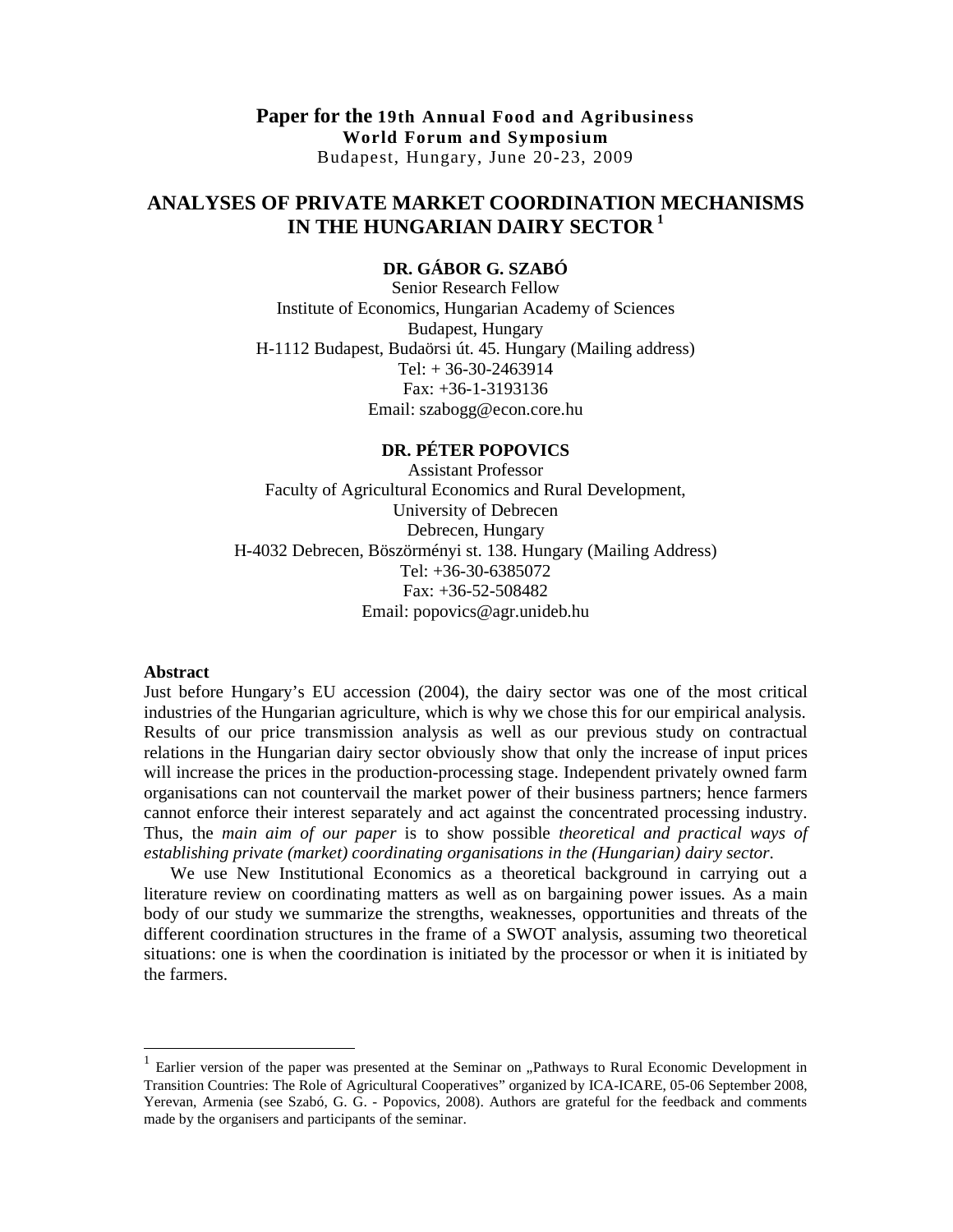**Paper for the 19th Annual Food and Agribusiness World Forum and Symposium**
Budapest, Hungary, June 20-23, 2009

# ANALYSES OF PRIVATE MARKET COORDINATION MECHANISMS IN THE HUNGARIAN DAIRY SECTOR [1]

**DR. GÁBOR G. SZABÓ**
Senior Research Fellow
Institute of Economics, Hungarian Academy of Sciences
Budapest, Hungary
H-1112 Budapest, Budaörsi út. 45. Hungary (Mailing address)
Tel: + 36-30-2463914
Fax: +36-1-3193136
Email: szabogg@econ.core.hu

**DR. PÉTER POPOVICS**
Assistant Professor
Faculty of Agricultural Economics and Rural Development,
University of Debrecen
Debrecen, Hungary
H-4032 Debrecen, Böszörményi st. 138. Hungary (Mailing Address)
Tel: +36-30-6385072
Fax: +36-52-508482
Email: popovics@agr.unideb.hu

**Abstract**

Just before Hungary's EU accession (2004), the dairy sector was one of the most critical industries of the Hungarian agriculture, which is why we chose this for our empirical analysis. Results of our price transmission analysis as well as our previous study on contractual relations in the Hungarian dairy sector obviously show that only the increase of input prices will increase the prices in the production-processing stage. Independent privately owned farm organisations can not countervail the market power of their business partners; hence farmers cannot enforce their interest separately and act against the concentrated processing industry. Thus, the *main aim of our paper* is to show possible *theoretical and practical ways of establishing private (market) coordinating organisations in the (Hungarian) dairy sector*.

We use New Institutional Economics as a theoretical background in carrying out a literature review on coordinating matters as well as on bargaining power issues. As a main body of our study we summarize the strengths, weaknesses, opportunities and threats of the different coordination structures in the frame of a SWOT analysis, assuming two theoretical situations: one is when the coordination is initiated by the processor or when it is initiated by the farmers.

---

[1] Earlier version of the paper was presented at the Seminar on „Pathways to Rural Economic Development in Transition Countries: The Role of Agricultural Cooperatives" organized by ICA-ICARE, 05-06 September 2008, Yerevan, Armenia (see Szabó, G. G. - Popovics, 2008). Authors are grateful for the feedback and comments made by the organisers and participants of the seminar.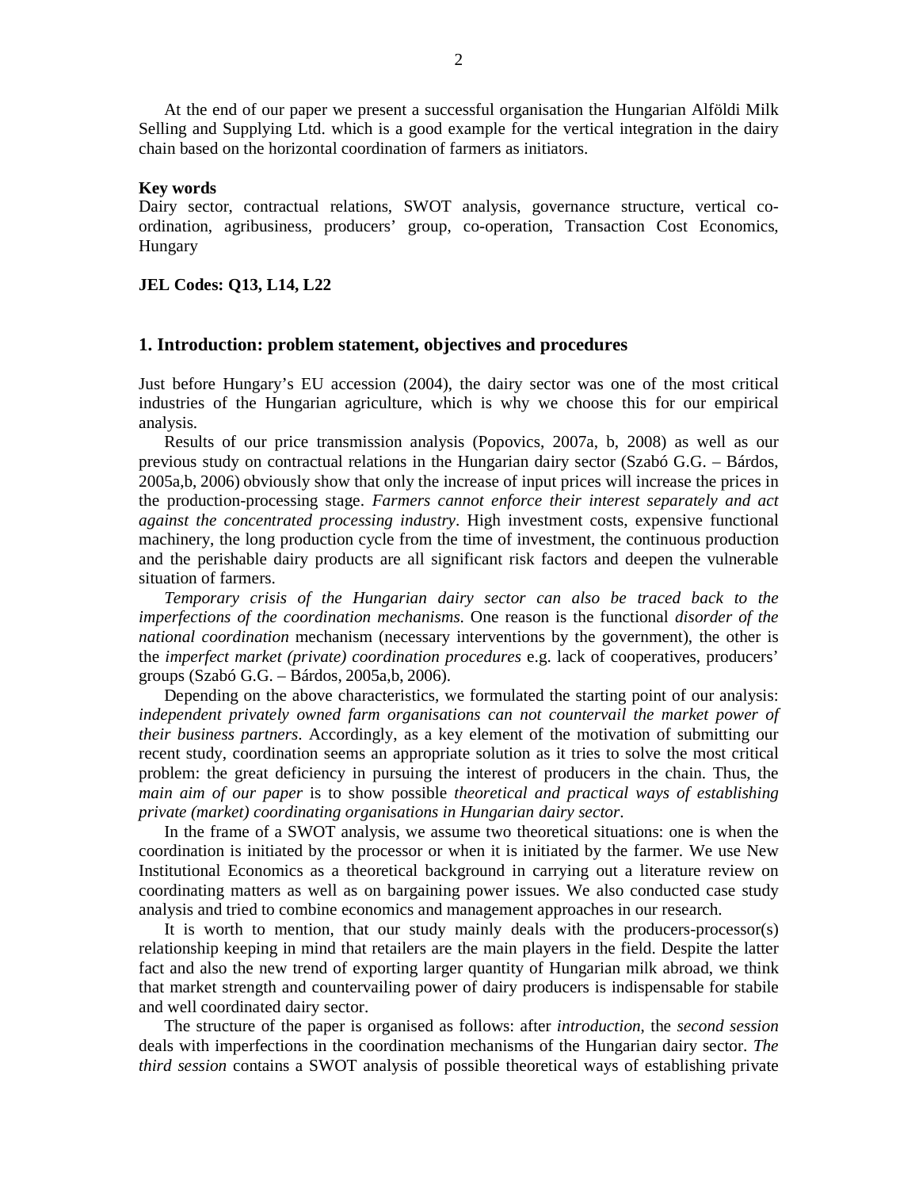At the end of our paper we present a successful organisation the Hungarian Alföldi Milk Selling and Supplying Ltd. which is a good example for the vertical integration in the dairy chain based on the horizontal coordination of farmers as initiators.

**Key words**

Dairy sector, contractual relations, SWOT analysis, governance structure, vertical co-ordination, agribusiness, producers' group, co-operation, Transaction Cost Economics, Hungary

**JEL Codes: Q13, L14, L22**

## 1. Introduction: problem statement, objectives and procedures

Just before Hungary's EU accession (2004), the dairy sector was one of the most critical industries of the Hungarian agriculture, which is why we choose this for our empirical analysis.

Results of our price transmission analysis (Popovics, 2007a, b, 2008) as well as our previous study on contractual relations in the Hungarian dairy sector (Szabó G.G. – Bárdos, 2005a,b, 2006) obviously show that only the increase of input prices will increase the prices in the production-processing stage. *Farmers cannot enforce their interest separately and act against the concentrated processing industry*. High investment costs, expensive functional machinery, the long production cycle from the time of investment, the continuous production and the perishable dairy products are all significant risk factors and deepen the vulnerable situation of farmers.

*Temporary crisis of the Hungarian dairy sector can also be traced back to the imperfections of the coordination mechanisms*. One reason is the functional *disorder of the national coordination* mechanism (necessary interventions by the government), the other is the *imperfect market (private) coordination procedures* e.g. lack of cooperatives, producers' groups (Szabó G.G. – Bárdos, 2005a,b, 2006).

Depending on the above characteristics, we formulated the starting point of our analysis: *independent privately owned farm organisations can not countervail the market power of their business partners*. Accordingly, as a key element of the motivation of submitting our recent study, coordination seems an appropriate solution as it tries to solve the most critical problem: the great deficiency in pursuing the interest of producers in the chain. Thus, the *main aim of our paper* is to show possible *theoretical and practical ways of establishing private (market) coordinating organisations in Hungarian dairy sector*.

In the frame of a SWOT analysis, we assume two theoretical situations: one is when the coordination is initiated by the processor or when it is initiated by the farmer. We use New Institutional Economics as a theoretical background in carrying out a literature review on coordinating matters as well as on bargaining power issues. We also conducted case study analysis and tried to combine economics and management approaches in our research.

It is worth to mention, that our study mainly deals with the producers-processor(s) relationship keeping in mind that retailers are the main players in the field. Despite the latter fact and also the new trend of exporting larger quantity of Hungarian milk abroad, we think that market strength and countervailing power of dairy producers is indispensable for stabile and well coordinated dairy sector.

The structure of the paper is organised as follows: after *introduction*, the *second session* deals with imperfections in the coordination mechanisms of the Hungarian dairy sector. *The third session* contains a SWOT analysis of possible theoretical ways of establishing private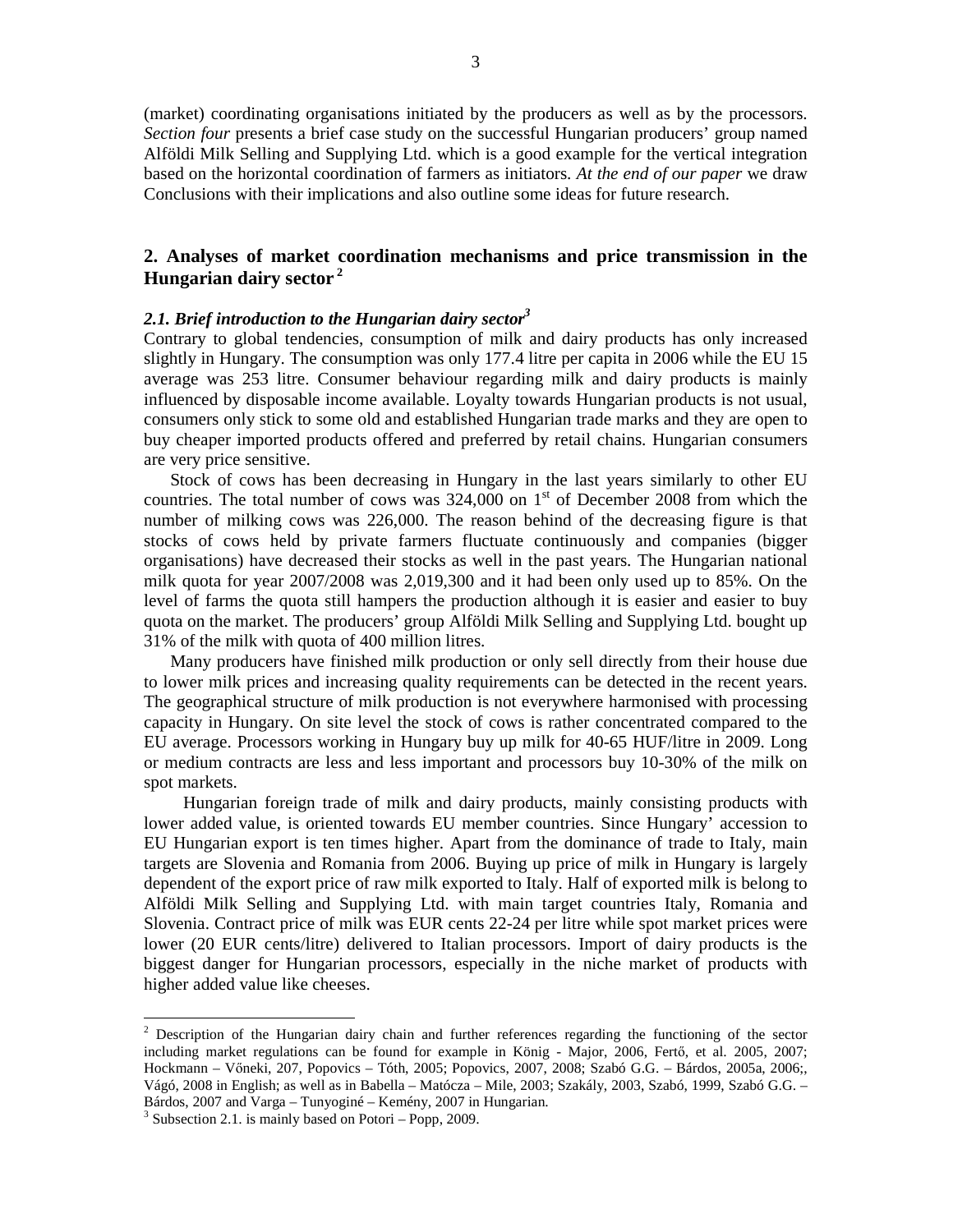(market) coordinating organisations initiated by the producers as well as by the processors. *Section four* presents a brief case study on the successful Hungarian producers' group named Alföldi Milk Selling and Supplying Ltd. which is a good example for the vertical integration based on the horizontal coordination of farmers as initiators. *At the end of our paper* we draw Conclusions with their implications and also outline some ideas for future research.

## 2. Analyses of market coordination mechanisms and price transmission in the Hungarian dairy sector [2]

### *2.1. Brief introduction to the Hungarian dairy sector*[3]

Contrary to global tendencies, consumption of milk and dairy products has only increased slightly in Hungary. The consumption was only 177.4 litre per capita in 2006 while the EU 15 average was 253 litre. Consumer behaviour regarding milk and dairy products is mainly influenced by disposable income available. Loyalty towards Hungarian products is not usual, consumers only stick to some old and established Hungarian trade marks and they are open to buy cheaper imported products offered and preferred by retail chains. Hungarian consumers are very price sensitive.

Stock of cows has been decreasing in Hungary in the last years similarly to other EU countries. The total number of cows was 324,000 on 1st of December 2008 from which the number of milking cows was 226,000. The reason behind of the decreasing figure is that stocks of cows held by private farmers fluctuate continuously and companies (bigger organisations) have decreased their stocks as well in the past years. The Hungarian national milk quota for year 2007/2008 was 2,019,300 and it had been only used up to 85%. On the level of farms the quota still hampers the production although it is easier and easier to buy quota on the market. The producers' group Alföldi Milk Selling and Supplying Ltd. bought up 31% of the milk with quota of 400 million litres.

Many producers have finished milk production or only sell directly from their house due to lower milk prices and increasing quality requirements can be detected in the recent years. The geographical structure of milk production is not everywhere harmonised with processing capacity in Hungary. On site level the stock of cows is rather concentrated compared to the EU average. Processors working in Hungary buy up milk for 40-65 HUF/litre in 2009. Long or medium contracts are less and less important and processors buy 10-30% of the milk on spot markets.

Hungarian foreign trade of milk and dairy products, mainly consisting products with lower added value, is oriented towards EU member countries. Since Hungary' accession to EU Hungarian export is ten times higher. Apart from the dominance of trade to Italy, main targets are Slovenia and Romania from 2006. Buying up price of milk in Hungary is largely dependent of the export price of raw milk exported to Italy. Half of exported milk is belong to Alföldi Milk Selling and Supplying Ltd. with main target countries Italy, Romania and Slovenia. Contract price of milk was EUR cents 22-24 per litre while spot market prices were lower (20 EUR cents/litre) delivered to Italian processors. Import of dairy products is the biggest danger for Hungarian processors, especially in the niche market of products with higher added value like cheeses.

---

[2] Description of the Hungarian dairy chain and further references regarding the functioning of the sector including market regulations can be found for example in König - Major, 2006, Fertő, et al. 2005, 2007; Hockmann – Vőneki, 207, Popovics – Tóth, 2005; Popovics, 2007, 2008; Szabó G.G. – Bárdos, 2005a, 2006;, Vágó, 2008 in English; as well as in Babella – Matócza – Mile, 2003; Szakály, 2003, Szabó, 1999, Szabó G.G. – Bárdos, 2007 and Varga – Tunyoginé – Kemény, 2007 in Hungarian.

[3] Subsection 2.1. is mainly based on Potori – Popp, 2009.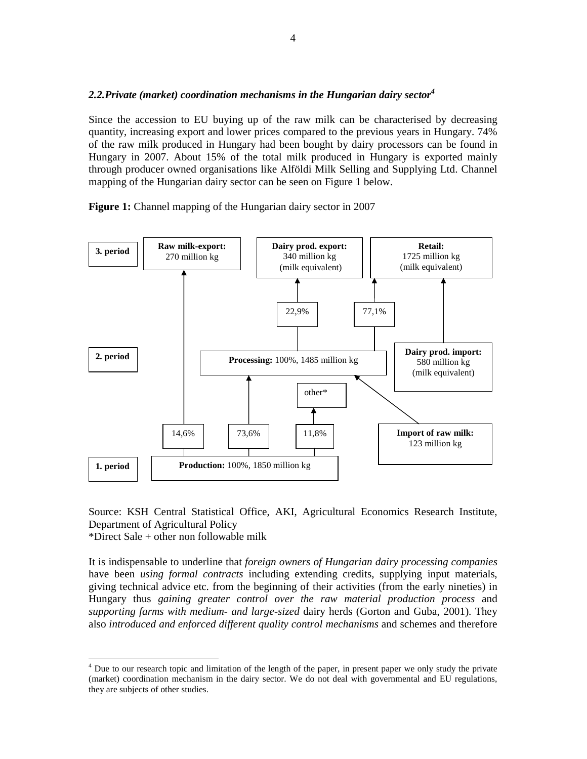### 2.2. Private (market) coordination mechanisms in the Hungarian dairy sector[4]

Since the accession to EU buying up of the raw milk can be characterised by decreasing quantity, increasing export and lower prices compared to the previous years in Hungary. 74% of the raw milk produced in Hungary had been bought by dairy processors can be found in Hungary in 2007. About 15% of the total milk produced in Hungary is exported mainly through producer owned organisations like Alföldi Milk Selling and Supplying Ltd. Channel mapping of the Hungarian dairy sector can be seen on Figure 1 below.

**Figure 1:** Channel mapping of the Hungarian dairy sector in 2007

**3. period**
- **Raw milk-export:** 270 million kg
- **Dairy prod. export:** 340 million kg (milk equivalent)
- **Retail:** 1725 million kg (milk equivalent)

22,9% | 77,1%

**2. period**
- **Processing:** 100%, 1485 million kg
- **Dairy prod. import:** 580 million kg (milk equivalent)
- other*

14,6% | 73,6% | 11,8%

- **Import of raw milk:** 123 million kg

**1. period**
- **Production:** 100%, 1850 million kg

Source: KSH Central Statistical Office, AKI, Agricultural Economics Research Institute, Department of Agricultural Policy

*Direct Sale + other non followable milk

It is indispensable to underline that *foreign owners of Hungarian dairy processing companies* have been *using formal contracts* including extending credits, supplying input materials, giving technical advice etc. from the beginning of their activities (from the early nineties) in Hungary thus *gaining greater control over the raw material production process* and *supporting farms with medium- and large-sized* dairy herds (Gorton and Guba, 2001). They also *introduced and enforced different quality control mechanisms* and schemes and therefore

---

[4] Due to our research topic and limitation of the length of the paper, in present paper we only study the private (market) coordination mechanism in the dairy sector. We do not deal with governmental and EU regulations, they are subjects of other studies.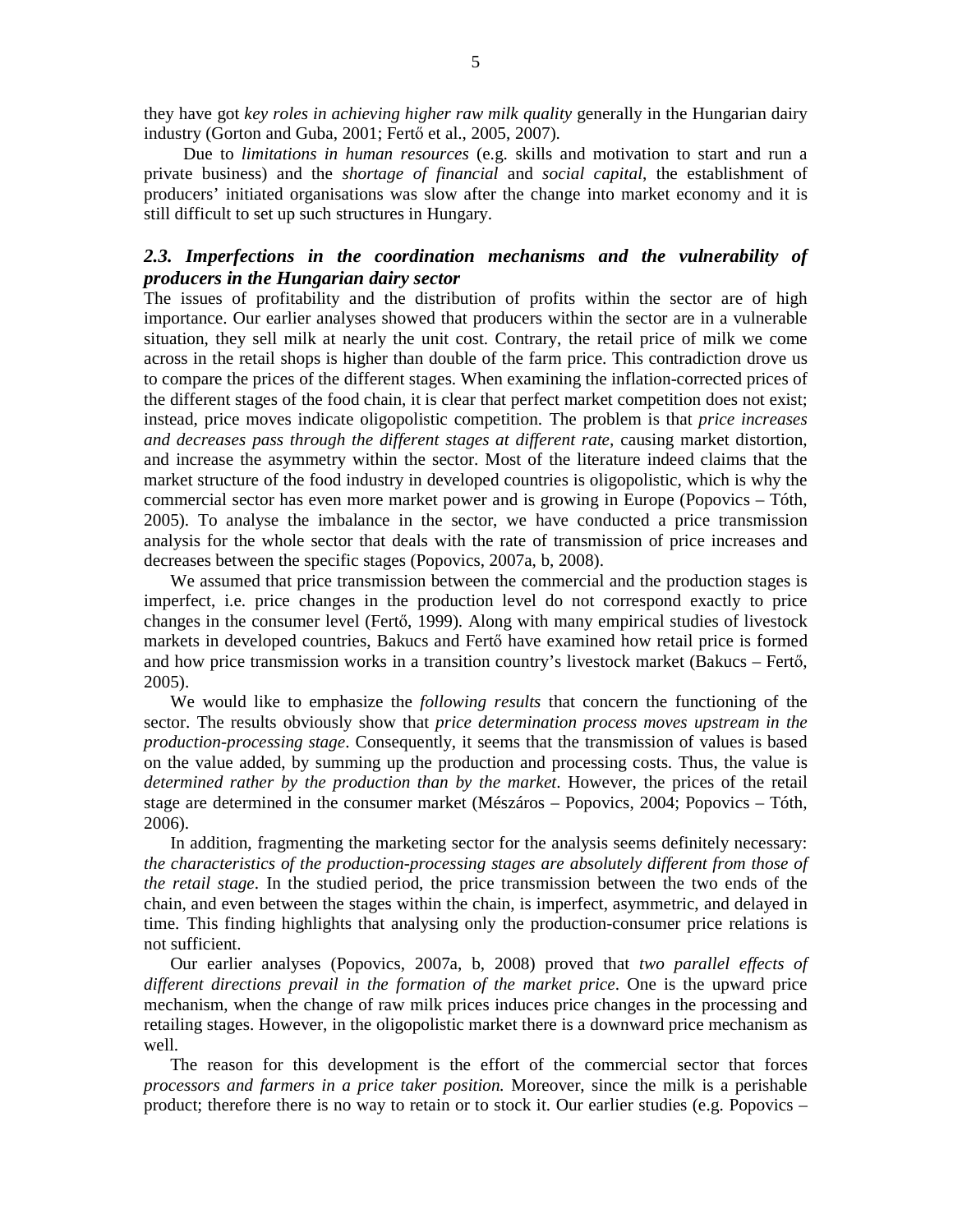they have got *key roles in achieving higher raw milk quality* generally in the Hungarian dairy industry (Gorton and Guba, 2001; Fertő et al., 2005, 2007).

Due to *limitations in human resources* (e.g. skills and motivation to start and run a private business) and the *shortage of financial* and *social capital*, the establishment of producers' initiated organisations was slow after the change into market economy and it is still difficult to set up such structures in Hungary.

### *2.3. Imperfections in the coordination mechanisms and the vulnerability of producers in the Hungarian dairy sector*

The issues of profitability and the distribution of profits within the sector are of high importance. Our earlier analyses showed that producers within the sector are in a vulnerable situation, they sell milk at nearly the unit cost. Contrary, the retail price of milk we come across in the retail shops is higher than double of the farm price. This contradiction drove us to compare the prices of the different stages. When examining the inflation-corrected prices of the different stages of the food chain, it is clear that perfect market competition does not exist; instead, price moves indicate oligopolistic competition. The problem is that *price increases and decreases pass through the different stages at different rate*, causing market distortion, and increase the asymmetry within the sector. Most of the literature indeed claims that the market structure of the food industry in developed countries is oligopolistic, which is why the commercial sector has even more market power and is growing in Europe (Popovics – Tóth, 2005). To analyse the imbalance in the sector, we have conducted a price transmission analysis for the whole sector that deals with the rate of transmission of price increases and decreases between the specific stages (Popovics, 2007a, b, 2008).

We assumed that price transmission between the commercial and the production stages is imperfect, i.e. price changes in the production level do not correspond exactly to price changes in the consumer level (Fertő, 1999). Along with many empirical studies of livestock markets in developed countries, Bakucs and Fertő have examined how retail price is formed and how price transmission works in a transition country's livestock market (Bakucs – Fertő, 2005).

We would like to emphasize the *following results* that concern the functioning of the sector. The results obviously show that *price determination process moves upstream in the production-processing stage*. Consequently, it seems that the transmission of values is based on the value added, by summing up the production and processing costs. Thus, the value is *determined rather by the production than by the market*. However, the prices of the retail stage are determined in the consumer market (Mészáros – Popovics, 2004; Popovics – Tóth, 2006).

In addition, fragmenting the marketing sector for the analysis seems definitely necessary: *the characteristics of the production-processing stages are absolutely different from those of the retail stage*. In the studied period, the price transmission between the two ends of the chain, and even between the stages within the chain, is imperfect, asymmetric, and delayed in time. This finding highlights that analysing only the production-consumer price relations is not sufficient.

Our earlier analyses (Popovics, 2007a, b, 2008) proved that *two parallel effects of different directions prevail in the formation of the market price*. One is the upward price mechanism, when the change of raw milk prices induces price changes in the processing and retailing stages. However, in the oligopolistic market there is a downward price mechanism as well.

The reason for this development is the effort of the commercial sector that forces *processors and farmers in a price taker position.* Moreover, since the milk is a perishable product; therefore there is no way to retain or to stock it. Our earlier studies (e.g. Popovics –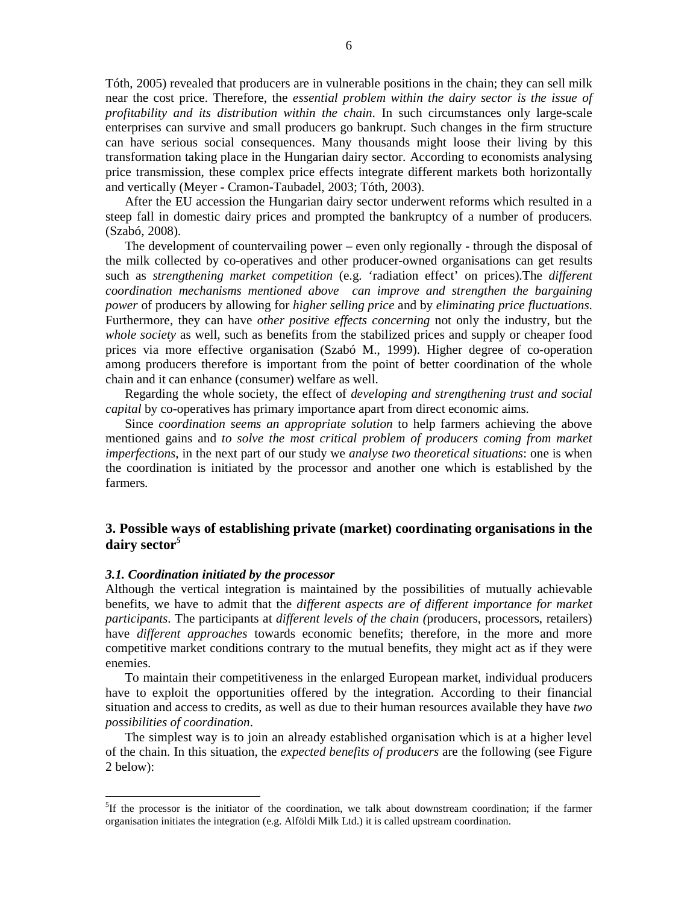Tóth, 2005) revealed that producers are in vulnerable positions in the chain; they can sell milk near the cost price. Therefore, the *essential problem within the dairy sector is the issue of profitability and its distribution within the chain*. In such circumstances only large-scale enterprises can survive and small producers go bankrupt. Such changes in the firm structure can have serious social consequences. Many thousands might loose their living by this transformation taking place in the Hungarian dairy sector. According to economists analysing price transmission, these complex price effects integrate different markets both horizontally and vertically (Meyer - Cramon-Taubadel, 2003; Tóth, 2003).

After the EU accession the Hungarian dairy sector underwent reforms which resulted in a steep fall in domestic dairy prices and prompted the bankruptcy of a number of producers. (Szabó, 2008).

The development of countervailing power – even only regionally - through the disposal of the milk collected by co-operatives and other producer-owned organisations can get results such as *strengthening market competition* (e.g. 'radiation effect' on prices).The *different coordination mechanisms mentioned above can improve and strengthen the bargaining power* of producers by allowing for *higher selling price* and by *eliminating price fluctuations*. Furthermore, they can have *other positive effects concerning* not only the industry, but the *whole society* as well, such as benefits from the stabilized prices and supply or cheaper food prices via more effective organisation (Szabó M., 1999). Higher degree of co-operation among producers therefore is important from the point of better coordination of the whole chain and it can enhance (consumer) welfare as well.

Regarding the whole society, the effect of *developing and strengthening trust and social capital* by co-operatives has primary importance apart from direct economic aims.

Since *coordination seems an appropriate solution* to help farmers achieving the above mentioned gains and *to solve the most critical problem of producers coming from market imperfections*, in the next part of our study we *analyse two theoretical situations*: one is when the coordination is initiated by the processor and another one which is established by the farmers.

## 3. Possible ways of establishing private (market) coordinating organisations in the dairy sector[5]

### *3.1. Coordination initiated by the processor*

Although the vertical integration is maintained by the possibilities of mutually achievable benefits, we have to admit that the *different aspects are of different importance for market participants*. The participants at *different levels of the chain (*producers, processors, retailers) have *different approaches* towards economic benefits; therefore, in the more and more competitive market conditions contrary to the mutual benefits, they might act as if they were enemies.

To maintain their competitiveness in the enlarged European market, individual producers have to exploit the opportunities offered by the integration. According to their financial situation and access to credits, as well as due to their human resources available they have *two possibilities of coordination*.

The simplest way is to join an already established organisation which is at a higher level of the chain. In this situation, the *expected benefits of producers* are the following (see Figure 2 below):

[5] If the processor is the initiator of the coordination, we talk about downstream coordination; if the farmer organisation initiates the integration (e.g. Alföldi Milk Ltd.) it is called upstream coordination.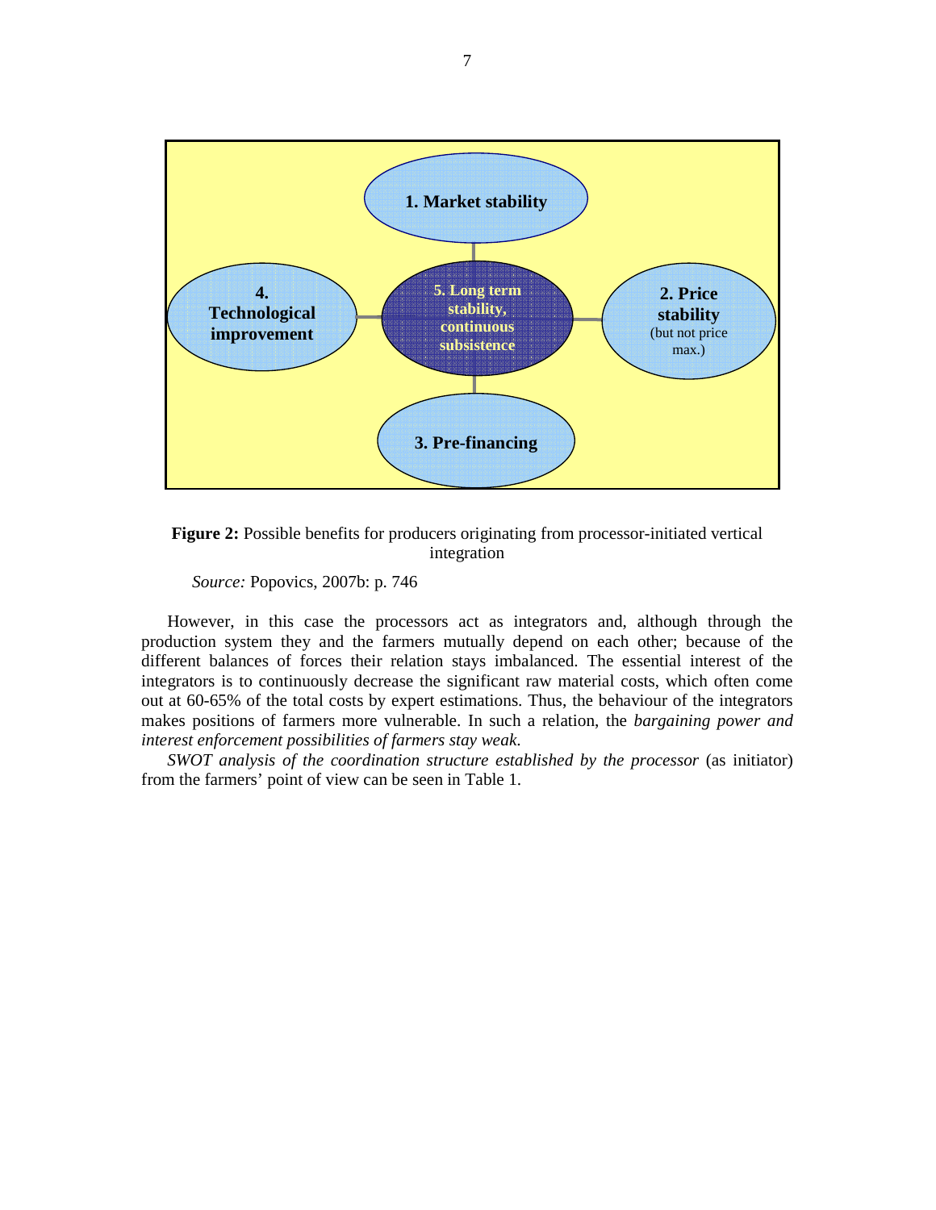1. Market stability

4. Technological improvement

5. Long term stability, continuous subsistence

2. Price stability (but not price max.)

3. Pre-financing

**Figure 2:** Possible benefits for producers originating from processor-initiated vertical integration

*Source:* Popovics, 2007b: p. 746

However, in this case the processors act as integrators and, although through the production system they and the farmers mutually depend on each other; because of the different balances of forces their relation stays imbalanced. The essential interest of the integrators is to continuously decrease the significant raw material costs, which often come out at 60-65% of the total costs by expert estimations. Thus, the behaviour of the integrators makes positions of farmers more vulnerable. In such a relation, the *bargaining power and interest enforcement possibilities of farmers stay weak.*

*SWOT analysis of the coordination structure established by the processor* (as initiator) from the farmers' point of view can be seen in Table 1.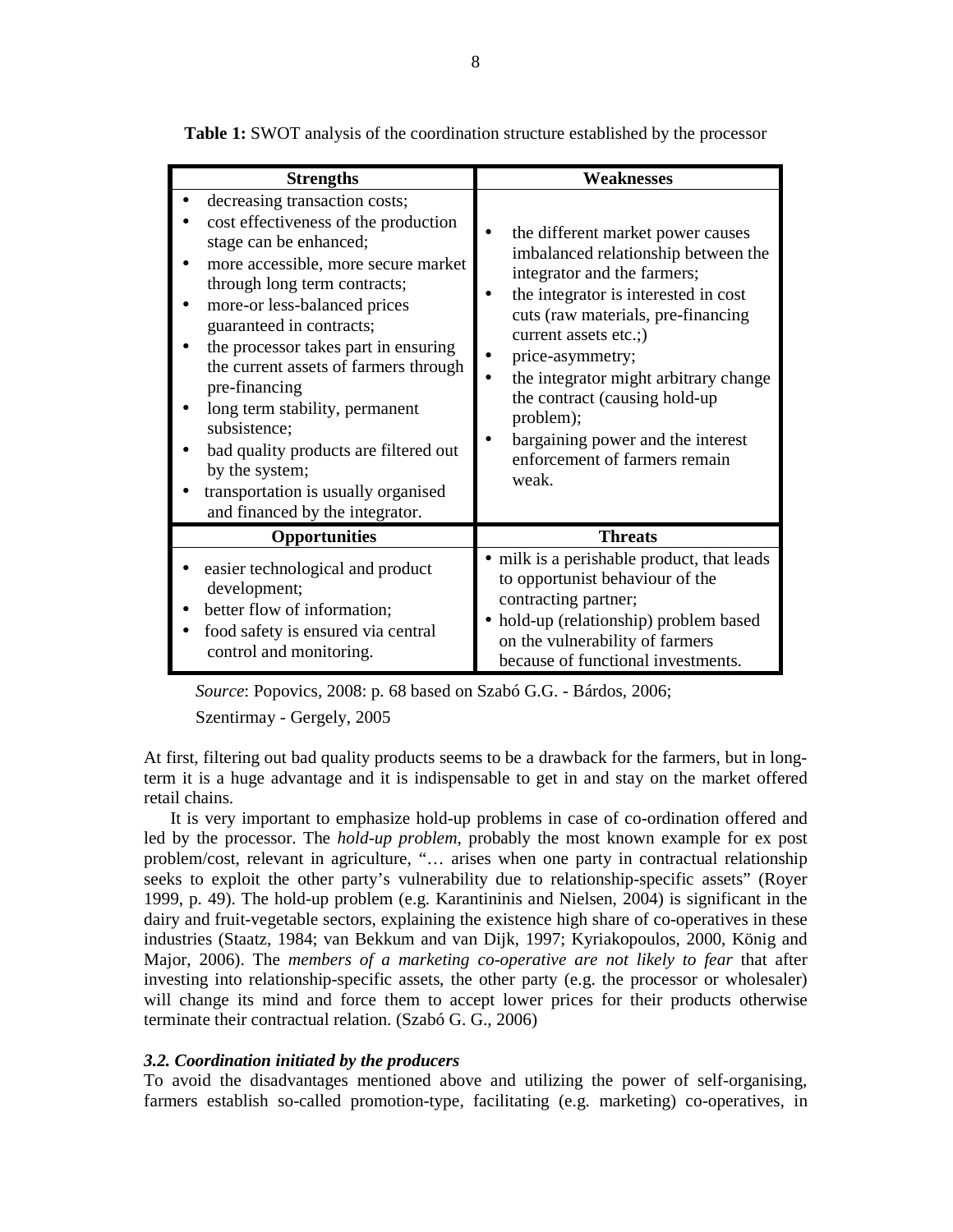**Table 1:** SWOT analysis of the coordination structure established by the processor

| Strengths | Weaknesses |
|---|---|
| • decreasing transaction costs;<br>• cost effectiveness of the production stage can be enhanced;<br>• more accessible, more secure market through long term contracts;<br>• more-or less-balanced prices guaranteed in contracts;<br>• the processor takes part in ensuring the current assets of farmers through pre-financing<br>• long term stability, permanent subsistence;<br>• bad quality products are filtered out by the system;<br>• transportation is usually organised and financed by the integrator. | • the different market power causes imbalanced relationship between the integrator and the farmers;<br>• the integrator is interested in cost cuts (raw materials, pre-financing current assets etc.;)<br>• price-asymmetry;<br>• the integrator might arbitrary change the contract (causing hold-up problem);<br>• bargaining power and the interest enforcement of farmers remain weak. |
| **Opportunities** | **Threats** |
| • easier technological and product development;<br>• better flow of information;<br>• food safety is ensured via central control and monitoring. | • milk is a perishable product, that leads to opportunist behaviour of the contracting partner;<br>• hold-up (relationship) problem based on the vulnerability of farmers because of functional investments. |

*Source*: Popovics, 2008: p. 68 based on Szabó G.G. - Bárdos, 2006; Szentirmay - Gergely, 2005

At first, filtering out bad quality products seems to be a drawback for the farmers, but in long-term it is a huge advantage and it is indispensable to get in and stay on the market offered retail chains.

It is very important to emphasize hold-up problems in case of co-ordination offered and led by the processor. The *hold-up problem*, probably the most known example for ex post problem/cost, relevant in agriculture, "… arises when one party in contractual relationship seeks to exploit the other party's vulnerability due to relationship-specific assets" (Royer 1999, p. 49). The hold-up problem (e.g. Karantininis and Nielsen, 2004) is significant in the dairy and fruit-vegetable sectors, explaining the existence high share of co-operatives in these industries (Staatz, 1984; van Bekkum and van Dijk, 1997; Kyriakopoulos, 2000, König and Major, 2006). The *members of a marketing co-operative are not likely to fear* that after investing into relationship-specific assets, the other party (e.g. the processor or wholesaler) will change its mind and force them to accept lower prices for their products otherwise terminate their contractual relation. (Szabó G. G., 2006)

### *3.2. Coordination initiated by the producers*

To avoid the disadvantages mentioned above and utilizing the power of self-organising, farmers establish so-called promotion-type, facilitating (e.g. marketing) co-operatives, in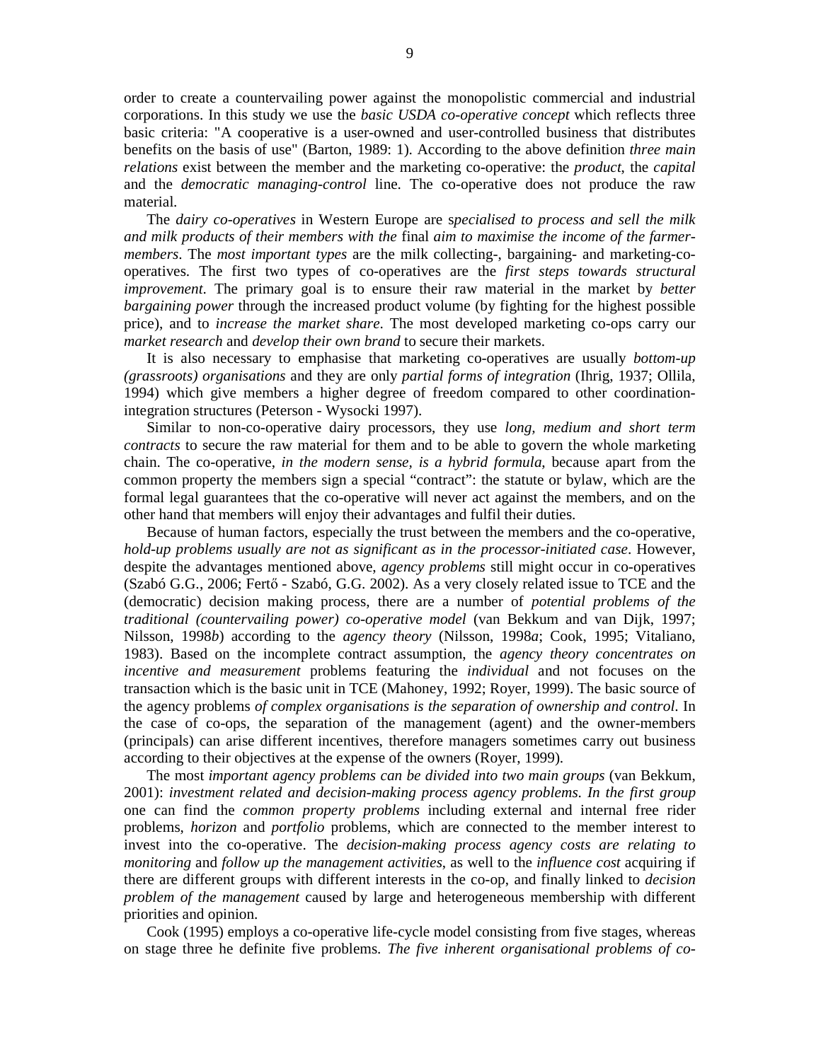order to create a countervailing power against the monopolistic commercial and industrial corporations. In this study we use the *basic USDA co-operative concept* which reflects three basic criteria: "A cooperative is a user-owned and user-controlled business that distributes benefits on the basis of use" (Barton, 1989: 1). According to the above definition *three main relations* exist between the member and the marketing co-operative: the *product*, the *capital* and the *democratic managing-control* line. The co-operative does not produce the raw material.

The *dairy co-operatives* in Western Europe are s*pecialised to process and sell the milk and milk products of their members with the* final *aim to maximise the income of the farmer-members*. The *most important types* are the milk collecting-, bargaining- and marketing-co-operatives. The first two types of co-operatives are the *first steps towards structural improvement*. The primary goal is to ensure their raw material in the market by *better bargaining power* through the increased product volume (by fighting for the highest possible price), and to *increase the market share*. The most developed marketing co-ops carry our *market research* and *develop their own brand* to secure their markets.

It is also necessary to emphasise that marketing co-operatives are usually *bottom-up (grassroots) organisations* and they are only *partial forms of integration* (Ihrig, 1937; Ollila, 1994) which give members a higher degree of freedom compared to other coordination-integration structures (Peterson - Wysocki 1997).

Similar to non-co-operative dairy processors, they use *long, medium and short term contracts* to secure the raw material for them and to be able to govern the whole marketing chain. The co-operative, *in the modern sense, is a hybrid formula*, because apart from the common property the members sign a special "contract": the statute or bylaw, which are the formal legal guarantees that the co-operative will never act against the members, and on the other hand that members will enjoy their advantages and fulfil their duties.

Because of human factors, especially the trust between the members and the co-operative, *hold-up problems usually are not as significant as in the processor-initiated case*. However, despite the advantages mentioned above, *agency problems* still might occur in co-operatives (Szabó G.G., 2006; Fertő - Szabó, G.G. 2002). As a very closely related issue to TCE and the (democratic) decision making process, there are a number of *potential problems of the traditional (countervailing power) co-operative model* (van Bekkum and van Dijk, 1997; Nilsson, 1998*b*) according to the *agency theory* (Nilsson, 1998*a*; Cook, 1995; Vitaliano, 1983). Based on the incomplete contract assumption, the *agency theory concentrates on incentive and measurement* problems featuring the *individual* and not focuses on the transaction which is the basic unit in TCE (Mahoney, 1992; Royer, 1999). The basic source of the agency problems *of complex organisations is the separation of ownership and control*. In the case of co-ops, the separation of the management (agent) and the owner-members (principals) can arise different incentives, therefore managers sometimes carry out business according to their objectives at the expense of the owners (Royer, 1999).

The most *important agency problems can be divided into two main groups* (van Bekkum, 2001): *investment related and decision-making process agency problems. In the first group* one can find the *common property problems* including external and internal free rider problems, *horizon* and *portfolio* problems, which are connected to the member interest to invest into the co-operative. The *decision-making process agency costs are relating to monitoring* and *follow up the management activities*, as well to the *influence cost* acquiring if there are different groups with different interests in the co-op, and finally linked to *decision problem of the management* caused by large and heterogeneous membership with different priorities and opinion.

Cook (1995) employs a co-operative life-cycle model consisting from five stages, whereas on stage three he definite five problems. *The five inherent organisational problems of co-*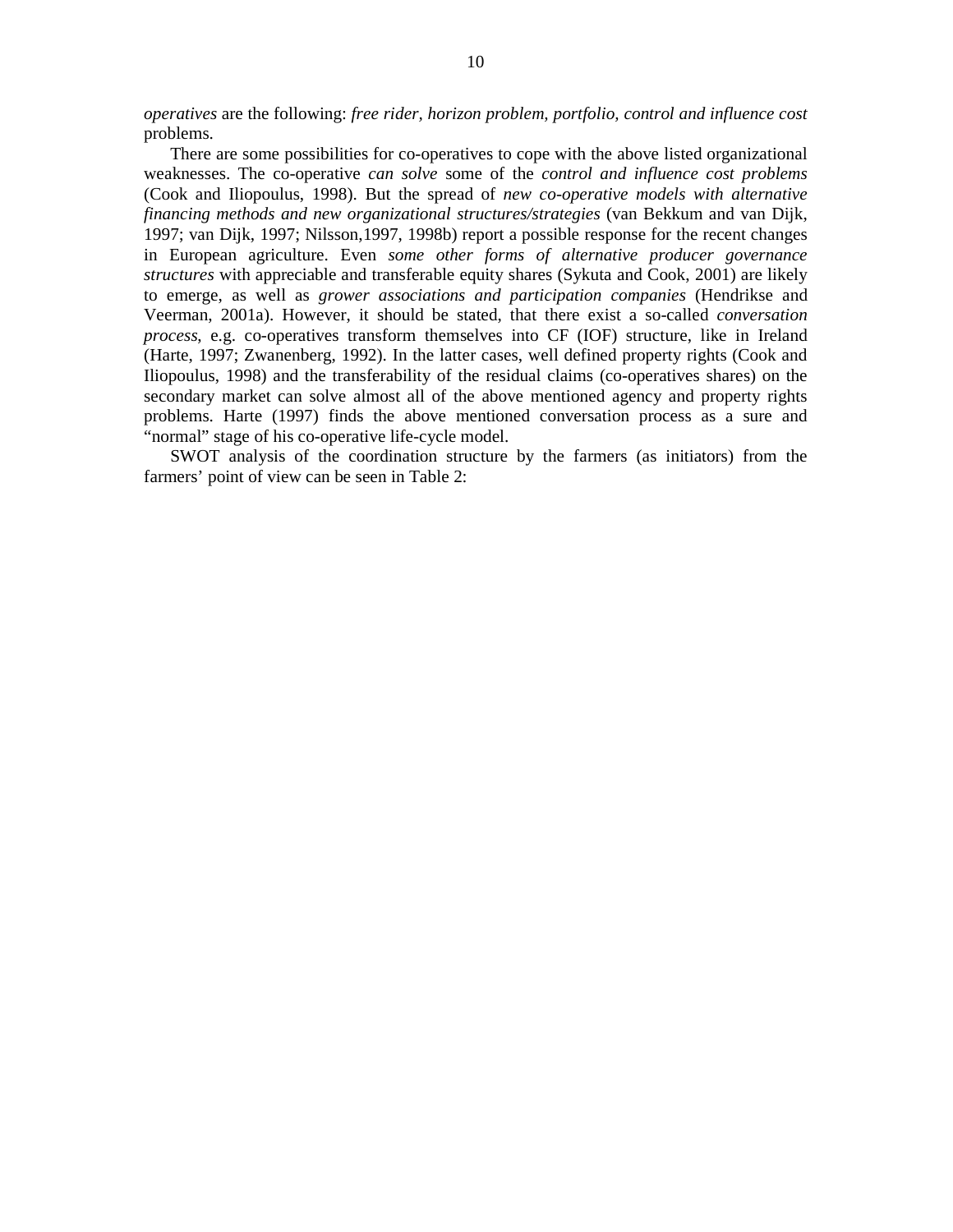*operatives* are the following: *free rider, horizon problem, portfolio, control and influence cost* problems.

There are some possibilities for co-operatives to cope with the above listed organizational weaknesses. The co-operative *can solve* some of the *control and influence cost problems* (Cook and Iliopoulus, 1998). But the spread of *new co-operative models with alternative financing methods and new organizational structures/strategies* (van Bekkum and van Dijk, 1997; van Dijk, 1997; Nilsson,1997, 1998b) report a possible response for the recent changes in European agriculture. Even *some other forms of alternative producer governance structures* with appreciable and transferable equity shares (Sykuta and Cook, 2001) are likely to emerge, as well as *grower associations and participation companies* (Hendrikse and Veerman, 2001a). However, it should be stated, that there exist a so-called *conversation process*, e.g. co-operatives transform themselves into CF (IOF) structure, like in Ireland (Harte, 1997; Zwanenberg, 1992). In the latter cases, well defined property rights (Cook and Iliopoulus, 1998) and the transferability of the residual claims (co-operatives shares) on the secondary market can solve almost all of the above mentioned agency and property rights problems. Harte (1997) finds the above mentioned conversation process as a sure and "normal" stage of his co-operative life-cycle model.

SWOT analysis of the coordination structure by the farmers (as initiators) from the farmers' point of view can be seen in Table 2: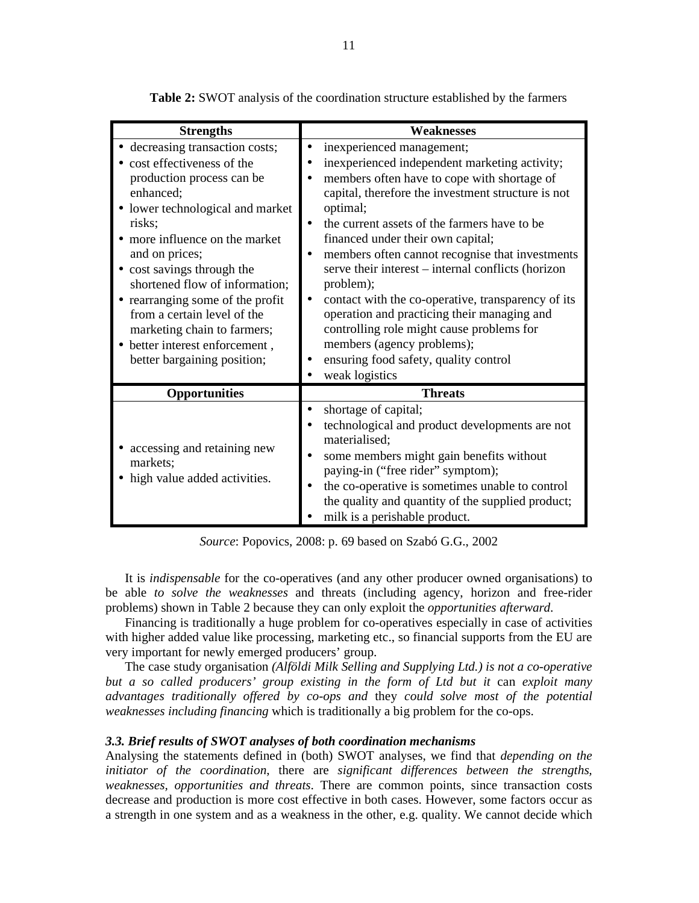**Table 2:** SWOT analysis of the coordination structure established by the farmers

| Strengths | Weaknesses |
|---|---|
| • decreasing transaction costs;<br>• cost effectiveness of the production process can be enhanced;<br>• lower technological and market risks;<br>• more influence on the market and on prices;<br>• cost savings through the shortened flow of information;<br>• rearranging some of the profit from a certain level of the marketing chain to farmers;<br>• better interest enforcement , better bargaining position; | • inexperienced management;<br>• inexperienced independent marketing activity;<br>• members often have to cope with shortage of capital, therefore the investment structure is not optimal;<br>• the current assets of the farmers have to be financed under their own capital;<br>• members often cannot recognise that investments serve their interest – internal conflicts (horizon problem);<br>• contact with the co-operative, transparency of its operation and practicing their managing and controlling role might cause problems for members (agency problems);<br>• ensuring food safety, quality control<br>• weak logistics |
| **Opportunities** | **Threats** |
| • accessing and retaining new markets;<br>• high value added activities. | • shortage of capital;<br>• technological and product developments are not materialised;<br>• some members might gain benefits without paying-in ("free rider" symptom);<br>• the co-operative is sometimes unable to control the quality and quantity of the supplied product;<br>• milk is a perishable product. |

*Source*: Popovics, 2008: p. 69 based on Szabó G.G., 2002

It is *indispensable* for the co-operatives (and any other producer owned organisations) to be able *to solve the weaknesses* and threats (including agency, horizon and free-rider problems) shown in Table 2 because they can only exploit the *opportunities afterward*.

Financing is traditionally a huge problem for co-operatives especially in case of activities with higher added value like processing, marketing etc., so financial supports from the EU are very important for newly emerged producers' group.

The case study organisation *(Alföldi Milk Selling and Supplying Ltd.) is not a co-operative but a so called producers' group existing in the form of Ltd but it* can *exploit many advantages traditionally offered by co-ops and* they *could solve most of the potential weaknesses including financing* which is traditionally a big problem for the co-ops.

### *3.3. Brief results of SWOT analyses of both coordination mechanisms*

Analysing the statements defined in (both) SWOT analyses, we find that *depending on the initiator of the coordination*, there are *significant differences between the strengths, weaknesses, opportunities and threats*. There are common points, since transaction costs decrease and production is more cost effective in both cases. However, some factors occur as a strength in one system and as a weakness in the other, e.g. quality. We cannot decide which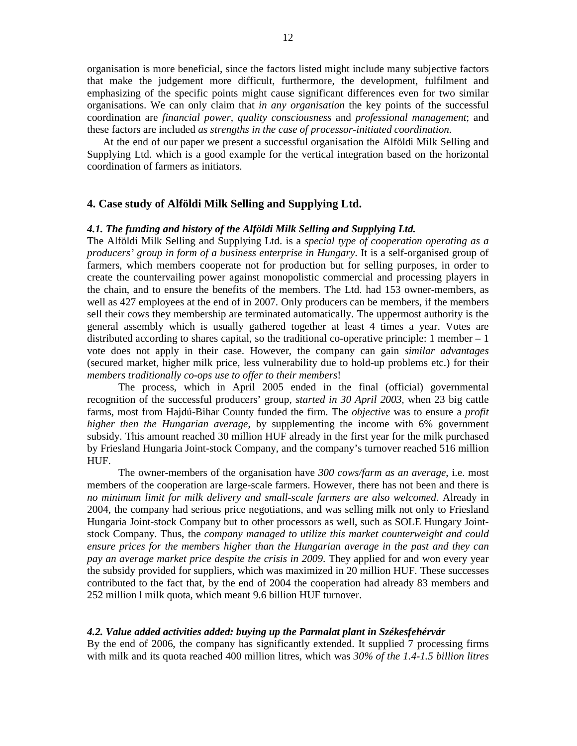organisation is more beneficial, since the factors listed might include many subjective factors that make the judgement more difficult, furthermore, the development, fulfilment and emphasizing of the specific points might cause significant differences even for two similar organisations. We can only claim that *in any organisation* the key points of the successful coordination are *financial power, quality consciousness* and *professional management*; and these factors are included *as strengths in the case of processor-initiated coordination*.

At the end of our paper we present a successful organisation the Alföldi Milk Selling and Supplying Ltd. which is a good example for the vertical integration based on the horizontal coordination of farmers as initiators.

## 4. Case study of Alföldi Milk Selling and Supplying Ltd.

### *4.1. The funding and history of the Alföldi Milk Selling and Supplying Ltd.*

The Alföldi Milk Selling and Supplying Ltd. is a *special type of cooperation operating as a producers' group in form of a business enterprise in Hungary*. It is a self-organised group of farmers, which members cooperate not for production but for selling purposes, in order to create the countervailing power against monopolistic commercial and processing players in the chain, and to ensure the benefits of the members. The Ltd. had 153 owner-members, as well as 427 employees at the end of in 2007. Only producers can be members, if the members sell their cows they membership are terminated automatically. The uppermost authority is the general assembly which is usually gathered together at least 4 times a year. Votes are distributed according to shares capital, so the traditional co-operative principle: 1 member – 1 vote does not apply in their case. However, the company can gain *similar advantages* (secured market, higher milk price, less vulnerability due to hold-up problems etc.) for their *members traditionally co-ops use to offer to their members*!

The process, which in April 2005 ended in the final (official) governmental recognition of the successful producers' group, *started in 30 April 2003*, when 23 big cattle farms, most from Hajdú-Bihar County funded the firm. The *objective* was to ensure a *profit higher then the Hungarian average*, by supplementing the income with 6% government subsidy. This amount reached 30 million HUF already in the first year for the milk purchased by Friesland Hungaria Joint-stock Company, and the company's turnover reached 516 million HUF.

The owner-members of the organisation have *300 cows/farm as an average*, i.e. most members of the cooperation are large-scale farmers. However, there has not been and there is *no minimum limit for milk delivery and small-scale farmers are also welcomed*. Already in 2004, the company had serious price negotiations, and was selling milk not only to Friesland Hungaria Joint-stock Company but to other processors as well, such as SOLE Hungary Joint-stock Company. Thus, the *company managed to utilize this market counterweight and could ensure prices for the members higher than the Hungarian average in the past and they can pay an average market price despite the crisis in 2009*. They applied for and won every year the subsidy provided for suppliers, which was maximized in 20 million HUF. These successes contributed to the fact that, by the end of 2004 the cooperation had already 83 members and 252 million l milk quota, which meant 9.6 billion HUF turnover.

### *4.2. Value added activities added: buying up the Parmalat plant in Székesfehérvár*

By the end of 2006, the company has significantly extended. It supplied 7 processing firms with milk and its quota reached 400 million litres, which was *30% of the 1.4-1.5 billion litres*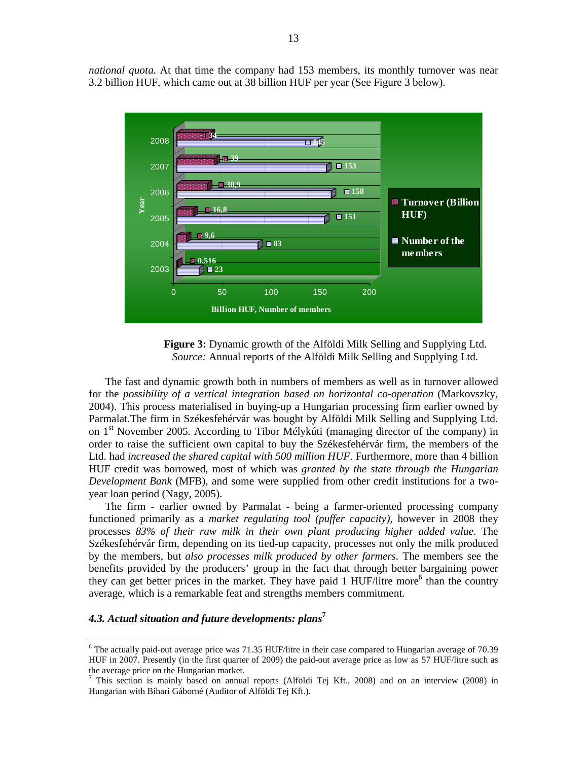*national quota*. At that time the company had 153 members, its monthly turnover was near 3.2 billion HUF, which came out at 38 billion HUF per year (See Figure 3 below).

**Figure 3:** Dynamic growth of the Alföldi Milk Selling and Supplying Ltd.
*Source:* Annual reports of the Alföldi Milk Selling and Supplying Ltd.

The fast and dynamic growth both in numbers of members as well as in turnover allowed for the *possibility of a vertical integration based on horizontal co-operation* (Markovszky, 2004). This process materialised in buying-up a Hungarian processing firm earlier owned by Parmalat.The firm in Székesfehérvár was bought by Alföldi Milk Selling and Supplying Ltd. on 1st November 2005. According to Tibor Mélykúti (managing director of the company) in order to raise the sufficient own capital to buy the Székesfehérvár firm, the members of the Ltd. had *increased the shared capital with 500 million HUF*. Furthermore, more than 4 billion HUF credit was borrowed, most of which was *granted by the state through the Hungarian Development Bank* (MFB), and some were supplied from other credit institutions for a two-year loan period (Nagy, 2005).

The firm - earlier owned by Parmalat - being a farmer-oriented processing company functioned primarily as a *market regulating tool (puffer capacity)*, however in 2008 they processes *83% of their raw milk in their own plant producing higher added value*. The Székesfehérvár firm, depending on its tied-up capacity, processes not only the milk produced by the members, but *also processes milk produced by other farmers*. The members see the benefits provided by the producers' group in the fact that through better bargaining power they can get better prices in the market. They have paid 1 HUF/litre more[6] than the country average, which is a remarkable feat and strengths members commitment.

### *4.3. Actual situation and future developments: plans*[7]

---

[6] The actually paid-out average price was 71.35 HUF/litre in their case compared to Hungarian average of 70.39 HUF in 2007. Presently (in the first quarter of 2009) the paid-out average price as low as 57 HUF/litre such as the average price on the Hungarian market.

[7] This section is mainly based on annual reports (Alföldi Tej Kft., 2008) and on an interview (2008) in Hungarian with Bihari Gáborné (Auditor of Alföldi Tej Kft.).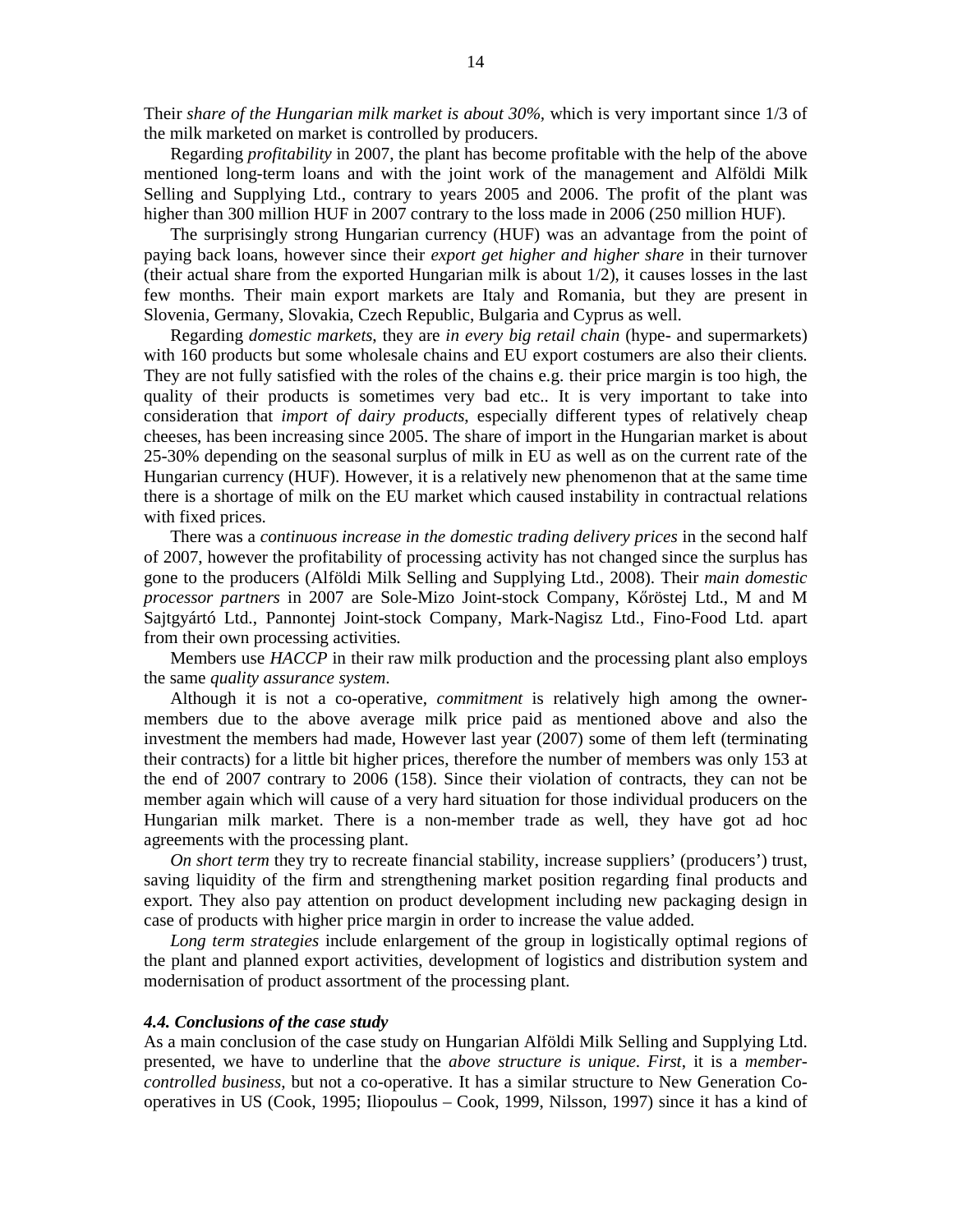Their *share of the Hungarian milk market is about 30%*, which is very important since 1/3 of the milk marketed on market is controlled by producers.

Regarding *profitability* in 2007, the plant has become profitable with the help of the above mentioned long-term loans and with the joint work of the management and Alföldi Milk Selling and Supplying Ltd., contrary to years 2005 and 2006. The profit of the plant was higher than 300 million HUF in 2007 contrary to the loss made in 2006 (250 million HUF).

The surprisingly strong Hungarian currency (HUF) was an advantage from the point of paying back loans, however since their *export get higher and higher share* in their turnover (their actual share from the exported Hungarian milk is about 1/2), it causes losses in the last few months. Their main export markets are Italy and Romania, but they are present in Slovenia, Germany, Slovakia, Czech Republic, Bulgaria and Cyprus as well.

Regarding *domestic markets*, they are *in every big retail chain* (hype- and supermarkets) with 160 products but some wholesale chains and EU export costumers are also their clients. They are not fully satisfied with the roles of the chains e.g. their price margin is too high, the quality of their products is sometimes very bad etc.. It is very important to take into consideration that *import of dairy products*, especially different types of relatively cheap cheeses, has been increasing since 2005. The share of import in the Hungarian market is about 25-30% depending on the seasonal surplus of milk in EU as well as on the current rate of the Hungarian currency (HUF). However, it is a relatively new phenomenon that at the same time there is a shortage of milk on the EU market which caused instability in contractual relations with fixed prices.

There was a *continuous increase in the domestic trading delivery prices* in the second half of 2007, however the profitability of processing activity has not changed since the surplus has gone to the producers (Alföldi Milk Selling and Supplying Ltd., 2008). Their *main domestic processor partners* in 2007 are Sole-Mizo Joint-stock Company, Kőröstej Ltd., M and M Sajtgyártó Ltd., Pannontej Joint-stock Company, Mark-Nagisz Ltd., Fino-Food Ltd. apart from their own processing activities.

Members use *HACCP* in their raw milk production and the processing plant also employs the same *quality assurance system*.

Although it is not a co-operative, *commitment* is relatively high among the owner-members due to the above average milk price paid as mentioned above and also the investment the members had made, However last year (2007) some of them left (terminating their contracts) for a little bit higher prices, therefore the number of members was only 153 at the end of 2007 contrary to 2006 (158). Since their violation of contracts, they can not be member again which will cause of a very hard situation for those individual producers on the Hungarian milk market. There is a non-member trade as well, they have got ad hoc agreements with the processing plant.

*On short term* they try to recreate financial stability, increase suppliers' (producers') trust, saving liquidity of the firm and strengthening market position regarding final products and export. They also pay attention on product development including new packaging design in case of products with higher price margin in order to increase the value added.

*Long term strategies* include enlargement of the group in logistically optimal regions of the plant and planned export activities, development of logistics and distribution system and modernisation of product assortment of the processing plant.

### *4.4. Conclusions of the case study*

As a main conclusion of the case study on Hungarian Alföldi Milk Selling and Supplying Ltd. presented, we have to underline that the *above structure is unique. First*, it is a *member-controlled business*, but not a co-operative. It has a similar structure to New Generation Co-operatives in US (Cook, 1995; Iliopoulus – Cook, 1999, Nilsson, 1997) since it has a kind of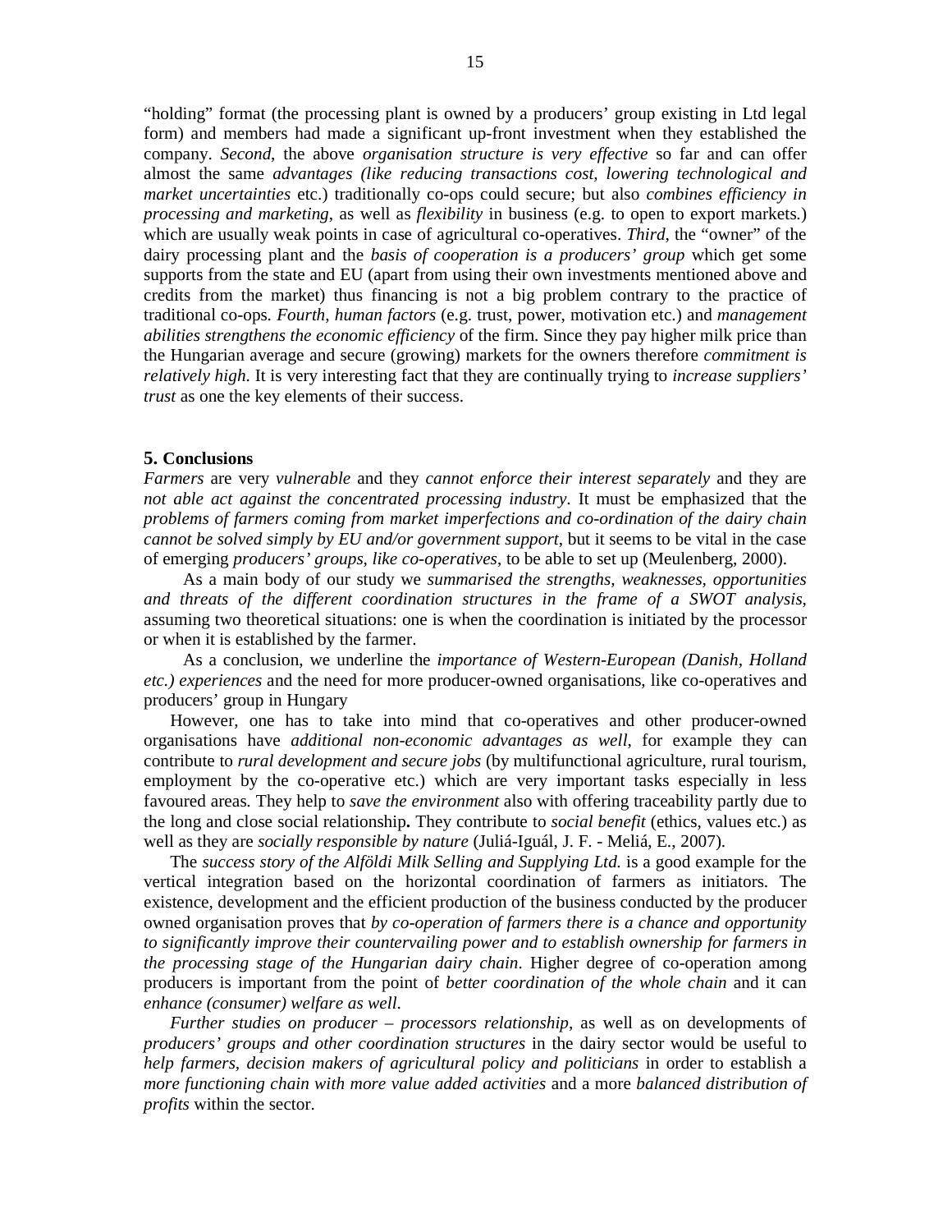"holding" format (the processing plant is owned by a producers' group existing in Ltd legal form) and members had made a significant up-front investment when they established the company. *Second*, the above *organisation structure is very effective* so far and can offer almost the same *advantages (like reducing transactions cost, lowering technological and market uncertainties* etc.) traditionally co-ops could secure; but also *combines efficiency in processing and marketing*, as well as *flexibility* in business (e.g. to open to export markets.) which are usually weak points in case of agricultural co-operatives. *Third*, the "owner" of the dairy processing plant and the *basis of cooperation is a producers' group* which get some supports from the state and EU (apart from using their own investments mentioned above and credits from the market) thus financing is not a big problem contrary to the practice of traditional co-ops. *Fourth, human factors* (e.g. trust, power, motivation etc.) and *management abilities strengthens the economic efficiency* of the firm. Since they pay higher milk price than the Hungarian average and secure (growing) markets for the owners therefore *commitment is relatively high*. It is very interesting fact that they are continually trying to *increase suppliers' trust* as one the key elements of their success.

## 5. Conclusions

*Farmers* are very *vulnerable* and they *cannot enforce their interest separately* and they are *not able act against the concentrated processing industry*. It must be emphasized that the *problems of farmers coming from market imperfections and co-ordination of the dairy chain cannot be solved simply by EU and/or government support*, but it seems to be vital in the case of emerging *producers' groups, like co-operatives*, to be able to set up (Meulenberg, 2000).

As a main body of our study we *summarised the strengths, weaknesses, opportunities and threats of the different coordination structures in the frame of a SWOT analysis*, assuming two theoretical situations: one is when the coordination is initiated by the processor or when it is established by the farmer.

As a conclusion, we underline the *importance of Western-European (Danish, Holland etc.) experiences* and the need for more producer-owned organisations, like co-operatives and producers' group in Hungary

However, one has to take into mind that co-operatives and other producer-owned organisations have *additional non-economic advantages as well*, for example they can contribute to *rural development and secure jobs* (by multifunctional agriculture, rural tourism, employment by the co-operative etc.) which are very important tasks especially in less favoured areas. They help to *save the environment* also with offering traceability partly due to the long and close social relationship**.** They contribute to *social benefit* (ethics, values etc.) as well as they are *socially responsible by nature* (Juliá-Iguál, J. F. - Meliá, E., 2007).

The *success story of the Alföldi Milk Selling and Supplying Ltd.* is a good example for the vertical integration based on the horizontal coordination of farmers as initiators. The existence, development and the efficient production of the business conducted by the producer owned organisation proves that *by co-operation of farmers there is a chance and opportunity to significantly improve their countervailing power and to establish ownership for farmers in the processing stage of the Hungarian dairy chain*. Higher degree of co-operation among producers is important from the point of *better coordination of the whole chain* and it can *enhance (consumer) welfare as well*.

*Further studies on producer – processors relationship*, as well as on developments of *producers' groups and other coordination structures* in the dairy sector would be useful to *help farmers, decision makers of agricultural policy and politicians* in order to establish a *more functioning chain with more value added activities* and a more *balanced distribution of profits* within the sector.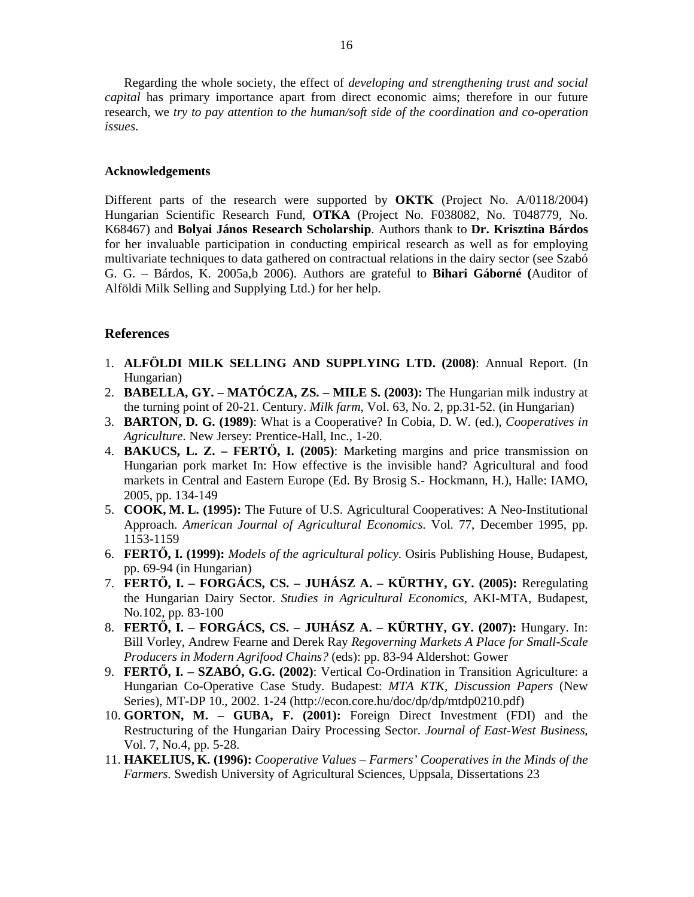Regarding the whole society, the effect of *developing and strengthening trust and social capital* has primary importance apart from direct economic aims; therefore in our future research, we *try to pay attention to the human/soft side of the coordination and co-operation issues*.

**Acknowledgements**

Different parts of the research were supported by **OKTK** (Project No. A/0118/2004) Hungarian Scientific Research Fund, **OTKA** (Project No. F038082, No. T048779, No. K68467) and **Bolyai János Research Scholarship**. Authors thank to **Dr. Krisztina Bárdos** for her invaluable participation in conducting empirical research as well as for employing multivariate techniques to data gathered on contractual relations in the dairy sector (see Szabó G. G. – Bárdos, K. 2005a,b 2006). Authors are grateful to **Bihari Gáborné (**Auditor of Alföldi Milk Selling and Supplying Ltd.) for her help.

## References

1. **ALFÖLDI MILK SELLING AND SUPPLYING LTD. (2008)**: Annual Report. (In Hungarian)
2. **BABELLA, GY. – MATÓCZA, ZS. – MILE S. (2003):** The Hungarian milk industry at the turning point of 20-21. Century. *Milk farm*, Vol. 63, No. 2, pp.31-52. (in Hungarian)
3. **BARTON, D. G. (1989)**: What is a Cooperative? In Cobia, D. W. (ed.), *Cooperatives in Agriculture*. New Jersey: Prentice-Hall, Inc., 1-20.
4. **BAKUCS, L. Z. – FERTŐ, I. (2005)**: Marketing margins and price transmission on Hungarian pork market In: How effective is the invisible hand? Agricultural and food markets in Central and Eastern Europe (Ed. By Brosig S.- Hockmann, H.), Halle: IAMO, 2005, pp. 134-149
5. **COOK, M. L. (1995):** The Future of U.S. Agricultural Cooperatives: A Neo-Institutional Approach. *American Journal of Agricultural Economics*. Vol. 77, December 1995, pp. 1153-1159
6. **FERTŐ, I. (1999):** *Models of the agricultural policy*. Osiris Publishing House, Budapest, pp. 69-94 (in Hungarian)
7. **FERTŐ, I. – FORGÁCS, CS. – JUHÁSZ A. – KÜRTHY, GY. (2005):** Reregulating the Hungarian Dairy Sector. *Studies in Agricultural Economics*, AKI-MTA, Budapest, No.102, pp. 83-100
8. **FERTŐ, I. – FORGÁCS, CS. – JUHÁSZ A. – KÜRTHY, GY. (2007):** Hungary. In: Bill Vorley, Andrew Fearne and Derek Ray *Regoverning Markets A Place for Small-Scale Producers in Modern Agrifood Chains?* (eds): pp. 83-94 Aldershot: Gower
9. **FERTŐ, I. – SZABÓ, G.G. (2002)**: Vertical Co-Ordination in Transition Agriculture: a Hungarian Co-Operative Case Study. Budapest: *MTA KTK, Discussion Papers* (New Series), MT-DP 10., 2002. 1-24 (http://econ.core.hu/doc/dp/dp/mtdp0210.pdf)
10. **GORTON, M. – GUBA, F. (2001):** Foreign Direct Investment (FDI) and the Restructuring of the Hungarian Dairy Processing Sector. *Journal of East-West Business*, Vol. 7, No.4, pp. 5-28.
11. **HAKELIUS, K. (1996):** *Cooperative Values – Farmers' Cooperatives in the Minds of the Farmers*. Swedish University of Agricultural Sciences, Uppsala, Dissertations 23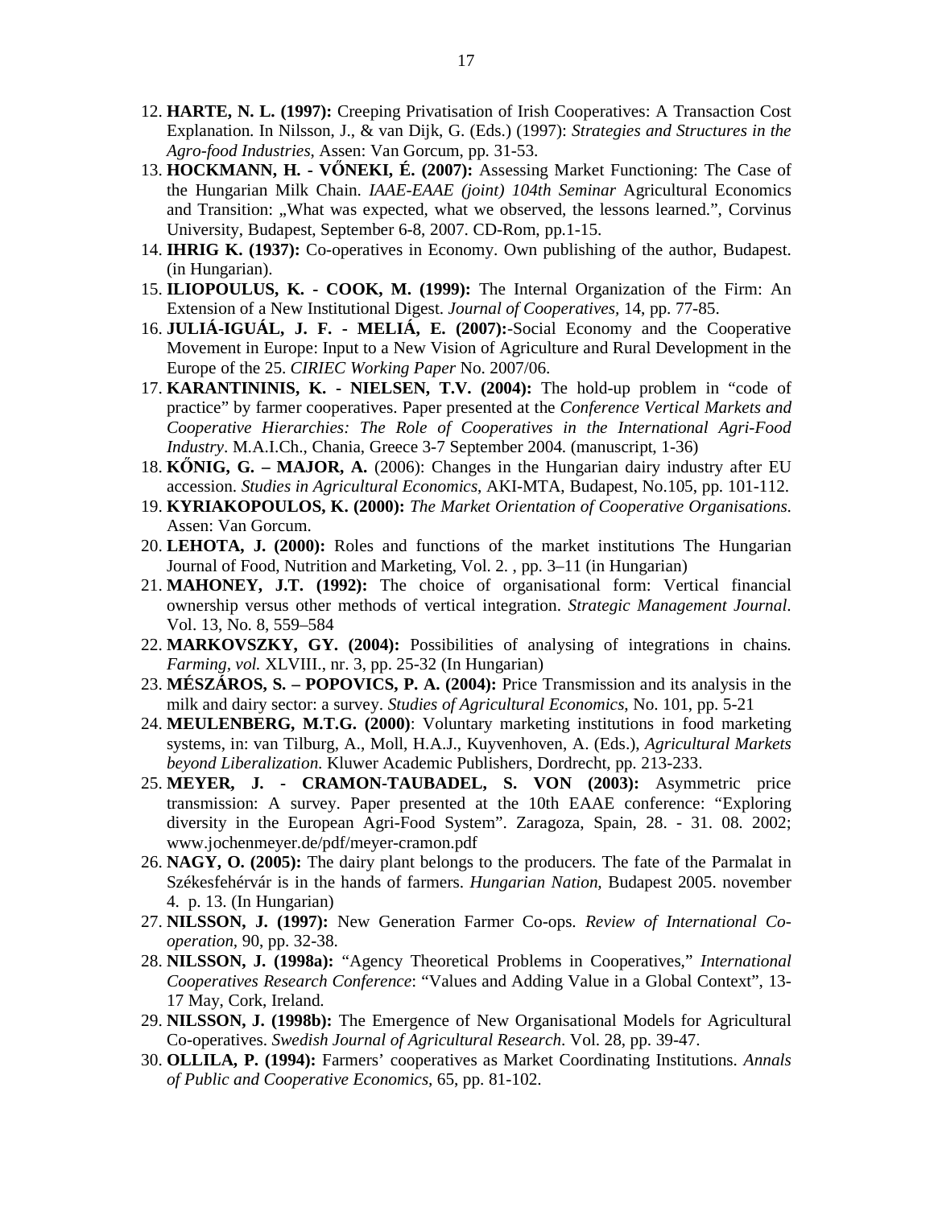12. **HARTE, N. L. (1997):** Creeping Privatisation of Irish Cooperatives: A Transaction Cost Explanation. In Nilsson, J., & van Dijk, G. (Eds.) (1997): *Strategies and Structures in the Agro-food Industries*, Assen: Van Gorcum, pp. 31-53.
13. **HOCKMANN, H. - VŐNEKI, É. (2007):** Assessing Market Functioning: The Case of the Hungarian Milk Chain. *IAAE-EAAE (joint) 104th Seminar* Agricultural Economics and Transition: „What was expected, what we observed, the lessons learned.", Corvinus University, Budapest, September 6-8, 2007. CD-Rom, pp.1-15.
14. **IHRIG K. (1937):** Co-operatives in Economy. Own publishing of the author, Budapest. (in Hungarian).
15. **ILIOPOULUS, K. - COOK, M. (1999):** The Internal Organization of the Firm: An Extension of a New Institutional Digest. *Journal of Cooperatives*, 14, pp. 77-85.
16. **JULIÁ-IGUÁL, J. F. - MELIÁ, E. (2007):**-Social Economy and the Cooperative Movement in Europe: Input to a New Vision of Agriculture and Rural Development in the Europe of the 25. *CIRIEC Working Paper* No. 2007/06.
17. **KARANTININIS, K. - NIELSEN, T.V. (2004):** The hold-up problem in "code of practice" by farmer cooperatives. Paper presented at the *Conference Vertical Markets and Cooperative Hierarchies: The Role of Cooperatives in the International Agri-Food Industry*. M.A.I.Ch., Chania, Greece 3-7 September 2004. (manuscript, 1-36)
18. **KŐNIG, G. – MAJOR, A.** (2006): Changes in the Hungarian dairy industry after EU accession. *Studies in Agricultural Economics*, AKI-MTA, Budapest, No.105, pp. 101-112.
19. **KYRIAKOPOULOS, K. (2000):** *The Market Orientation of Cooperative Organisations*. Assen: Van Gorcum.
20. **LEHOTA, J. (2000):** Roles and functions of the market institutions The Hungarian Journal of Food, Nutrition and Marketing, Vol. 2. , pp. 3–11 (in Hungarian)
21. **MAHONEY, J.T. (1992):** The choice of organisational form: Vertical financial ownership versus other methods of vertical integration. *Strategic Management Journal*. Vol. 13, No. 8, 559–584
22. **MARKOVSZKY, GY. (2004):** Possibilities of analysing of integrations in chains. *Farming, vol.* XLVIII., nr. 3, pp. 25-32 (In Hungarian)
23. **MÉSZÁROS, S. – POPOVICS, P. A. (2004):** Price Transmission and its analysis in the milk and dairy sector: a survey. *Studies of Agricultural Economics*, No. 101, pp. 5-21
24. **MEULENBERG, M.T.G. (2000)**: Voluntary marketing institutions in food marketing systems, in: van Tilburg, A., Moll, H.A.J., Kuyvenhoven, A. (Eds.), *Agricultural Markets beyond Liberalization*. Kluwer Academic Publishers, Dordrecht, pp. 213-233.
25. **MEYER, J. - CRAMON-TAUBADEL, S. VON (2003):** Asymmetric price transmission: A survey. Paper presented at the 10th EAAE conference: "Exploring diversity in the European Agri-Food System". Zaragoza, Spain, 28. - 31. 08. 2002; www.jochenmeyer.de/pdf/meyer-cramon.pdf
26. **NAGY, O. (2005):** The dairy plant belongs to the producers. The fate of the Parmalat in Székesfehérvár is in the hands of farmers. *Hungarian Nation*, Budapest 2005. november 4. p. 13. (In Hungarian)
27. **NILSSON, J. (1997):** New Generation Farmer Co-ops. *Review of International Co-operation*, 90, pp. 32-38.
28. **NILSSON, J. (1998a):** "Agency Theoretical Problems in Cooperatives," *International Cooperatives Research Conference*: "Values and Adding Value in a Global Context", 13-17 May, Cork, Ireland.
29. **NILSSON, J. (1998b):** The Emergence of New Organisational Models for Agricultural Co-operatives. *Swedish Journal of Agricultural Research*. Vol. 28, pp. 39-47.
30. **OLLILA, P. (1994):** Farmers' cooperatives as Market Coordinating Institutions. *Annals of Public and Cooperative Economics*, 65, pp. 81-102.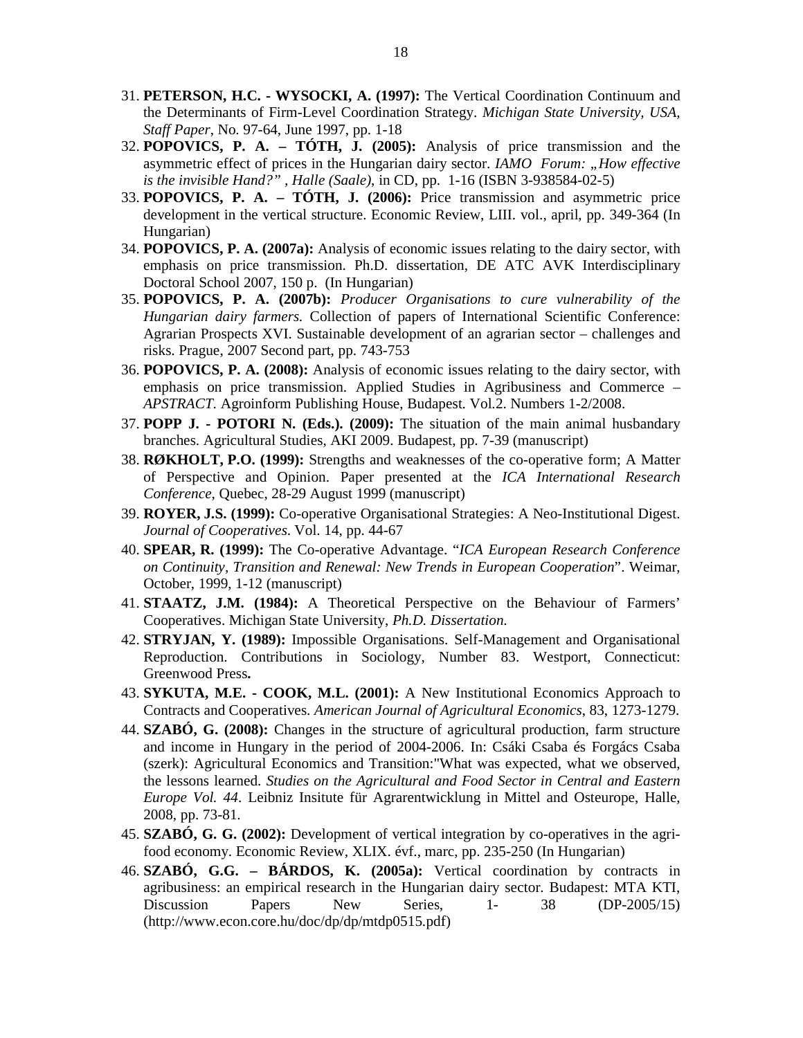31. **PETERSON, H.C. - WYSOCKI, A. (1997):** The Vertical Coordination Continuum and the Determinants of Firm-Level Coordination Strategy. *Michigan State University, USA, Staff Paper*, No. 97-64, June 1997, pp. 1-18
32. **POPOVICS, P. A. – TÓTH, J. (2005):** Analysis of price transmission and the asymmetric effect of prices in the Hungarian dairy sector. *IAMO Forum: „How effective is the invisible Hand?" , Halle (Saale)*, in CD, pp. 1-16 (ISBN 3-938584-02-5)
33. **POPOVICS, P. A. – TÓTH, J. (2006):** Price transmission and asymmetric price development in the vertical structure. Economic Review, LIII. vol., april, pp. 349-364 (In Hungarian)
34. **POPOVICS, P. A. (2007a):** Analysis of economic issues relating to the dairy sector, with emphasis on price transmission. Ph.D. dissertation, DE ATC AVK Interdisciplinary Doctoral School 2007, 150 p. (In Hungarian)
35. **POPOVICS, P. A. (2007b):** *Producer Organisations to cure vulnerability of the Hungarian dairy farmers.* Collection of papers of International Scientific Conference: Agrarian Prospects XVI. Sustainable development of an agrarian sector – challenges and risks. Prague, 2007 Second part, pp. 743-753
36. **POPOVICS, P. A. (2008):** Analysis of economic issues relating to the dairy sector, with emphasis on price transmission. Applied Studies in Agribusiness and Commerce – *APSTRACT*. Agroinform Publishing House, Budapest. Vol.2. Numbers 1-2/2008.
37. **POPP J. - POTORI N. (Eds.). (2009):** The situation of the main animal husbandary branches. Agricultural Studies, AKI 2009. Budapest, pp. 7-39 (manuscript)
38. **RØKHOLT, P.O. (1999):** Strengths and weaknesses of the co-operative form; A Matter of Perspective and Opinion. Paper presented at the *ICA International Research Conference*, Quebec, 28-29 August 1999 (manuscript)
39. **ROYER, J.S. (1999):** Co-operative Organisational Strategies: A Neo-Institutional Digest. *Journal of Cooperatives*. Vol. 14, pp. 44-67
40. **SPEAR, R. (1999):** The Co-operative Advantage. "*ICA European Research Conference on Continuity, Transition and Renewal: New Trends in European Cooperation*". Weimar, October, 1999, 1-12 (manuscript)
41. **STAATZ, J.M. (1984):** A Theoretical Perspective on the Behaviour of Farmers' Cooperatives. Michigan State University, *Ph.D. Dissertation.*
42. **STRYJAN, Y. (1989):** Impossible Organisations. Self-Management and Organisational Reproduction. Contributions in Sociology, Number 83. Westport, Connecticut: Greenwood Press**.**
43. **SYKUTA, M.E. - COOK, M.L. (2001):** A New Institutional Economics Approach to Contracts and Cooperatives. *American Journal of Agricultural Economics*, 83, 1273-1279.
44. **SZABÓ, G. (2008):** Changes in the structure of agricultural production, farm structure and income in Hungary in the period of 2004-2006. In: Csáki Csaba és Forgács Csaba (szerk): Agricultural Economics and Transition:"What was expected, what we observed, the lessons learned. *Studies on the Agricultural and Food Sector in Central and Eastern Europe Vol. 44*. Leibniz Insitute für Agrarentwicklung in Mittel and Osteurope, Halle, 2008, pp. 73-81.
45. **SZABÓ, G. G. (2002):** Development of vertical integration by co-operatives in the agri-food economy. Economic Review, XLIX. évf., marc, pp. 235-250 (In Hungarian)
46. **SZABÓ, G.G. – BÁRDOS, K. (2005a):** Vertical coordination by contracts in agribusiness: an empirical research in the Hungarian dairy sector. Budapest: MTA KTI, Discussion Papers New Series, 1- 38 (DP-2005/15) (http://www.econ.core.hu/doc/dp/dp/mtdp0515.pdf)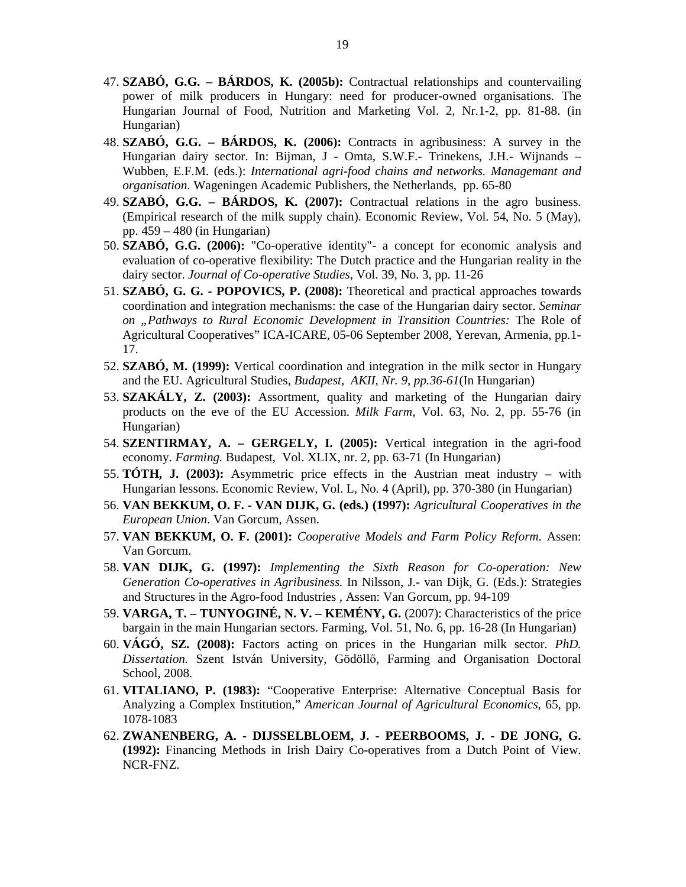47. **SZABÓ, G.G. – BÁRDOS, K. (2005b):** Contractual relationships and countervailing power of milk producers in Hungary: need for producer-owned organisations. The Hungarian Journal of Food, Nutrition and Marketing Vol. 2, Nr.1-2, pp. 81-88. (in Hungarian)
48. **SZABÓ, G.G. – BÁRDOS, K. (2006):** Contracts in agribusiness: A survey in the Hungarian dairy sector. In: Bijman, J - Omta, S.W.F.- Trinekens, J.H.- Wijnands – Wubben, E.F.M. (eds.): *International agri-food chains and networks. Managemant and organisation*. Wageningen Academic Publishers, the Netherlands, pp. 65-80
49. **SZABÓ, G.G. – BÁRDOS, K. (2007):** Contractual relations in the agro business. (Empirical research of the milk supply chain). Economic Review, Vol. 54, No. 5 (May), pp. 459 – 480 (in Hungarian)
50. **SZABÓ, G.G. (2006):** "Co-operative identity"- a concept for economic analysis and evaluation of co-operative flexibility: The Dutch practice and the Hungarian reality in the dairy sector. *Journal of Co-operative Studies*, Vol. 39, No. 3, pp. 11-26
51. **SZABÓ, G. G. - POPOVICS, P. (2008):** Theoretical and practical approaches towards coordination and integration mechanisms: the case of the Hungarian dairy sector. *Seminar on „Pathways to Rural Economic Development in Transition Countries:* The Role of Agricultural Cooperatives" ICA-ICARE, 05-06 September 2008, Yerevan, Armenia, pp.1-17.
52. **SZABÓ, M. (1999):** Vertical coordination and integration in the milk sector in Hungary and the EU. Agricultural Studies, *Budapest, AKII, Nr. 9, pp.36-61*(In Hungarian)
53. **SZAKÁLY, Z. (2003):** Assortment, quality and marketing of the Hungarian dairy products on the eve of the EU Accession. *Milk Farm,* Vol. 63, No. 2, pp. 55-76 (in Hungarian)
54. **SZENTIRMAY, A. – GERGELY, I. (2005):** Vertical integration in the agri-food economy. *Farming.* Budapest, Vol. XLIX, nr. 2, pp. 63-71 (In Hungarian)
55. **TÓTH, J. (2003):** Asymmetric price effects in the Austrian meat industry – with Hungarian lessons. Economic Review, Vol. L, No. 4 (April), pp. 370-380 (in Hungarian)
56. **VAN BEKKUM, O. F. - VAN DIJK, G. (eds.) (1997):** *Agricultural Cooperatives in the European Union*. Van Gorcum, Assen.
57. **VAN BEKKUM, O. F. (2001):** *Cooperative Models and Farm Policy Reform*. Assen: Van Gorcum.
58. **VAN DIJK, G. (1997):** *Implementing the Sixth Reason for Co-operation: New Generation Co-operatives in Agribusiness.* In Nilsson, J.- van Dijk, G. (Eds.): Strategies and Structures in the Agro-food Industries , Assen: Van Gorcum, pp. 94-109
59. **VARGA, T. – TUNYOGINÉ, N. V. – KEMÉNY, G.** (2007): Characteristics of the price bargain in the main Hungarian sectors. Farming, Vol. 51, No. 6, pp. 16-28 (In Hungarian)
60. **VÁGÓ, SZ. (2008):** Factors acting on prices in the Hungarian milk sector. *PhD. Dissertation.* Szent István University, Gödöllő, Farming and Organisation Doctoral School, 2008.
61. **VITALIANO, P. (1983):** "Cooperative Enterprise: Alternative Conceptual Basis for Analyzing a Complex Institution," *American Journal of Agricultural Economics*, 65, pp. 1078-1083
62. **ZWANENBERG, A. - DIJSSELBLOEM, J. - PEERBOOMS, J. - DE JONG, G. (1992):** Financing Methods in Irish Dairy Co-operatives from a Dutch Point of View. NCR-FNZ.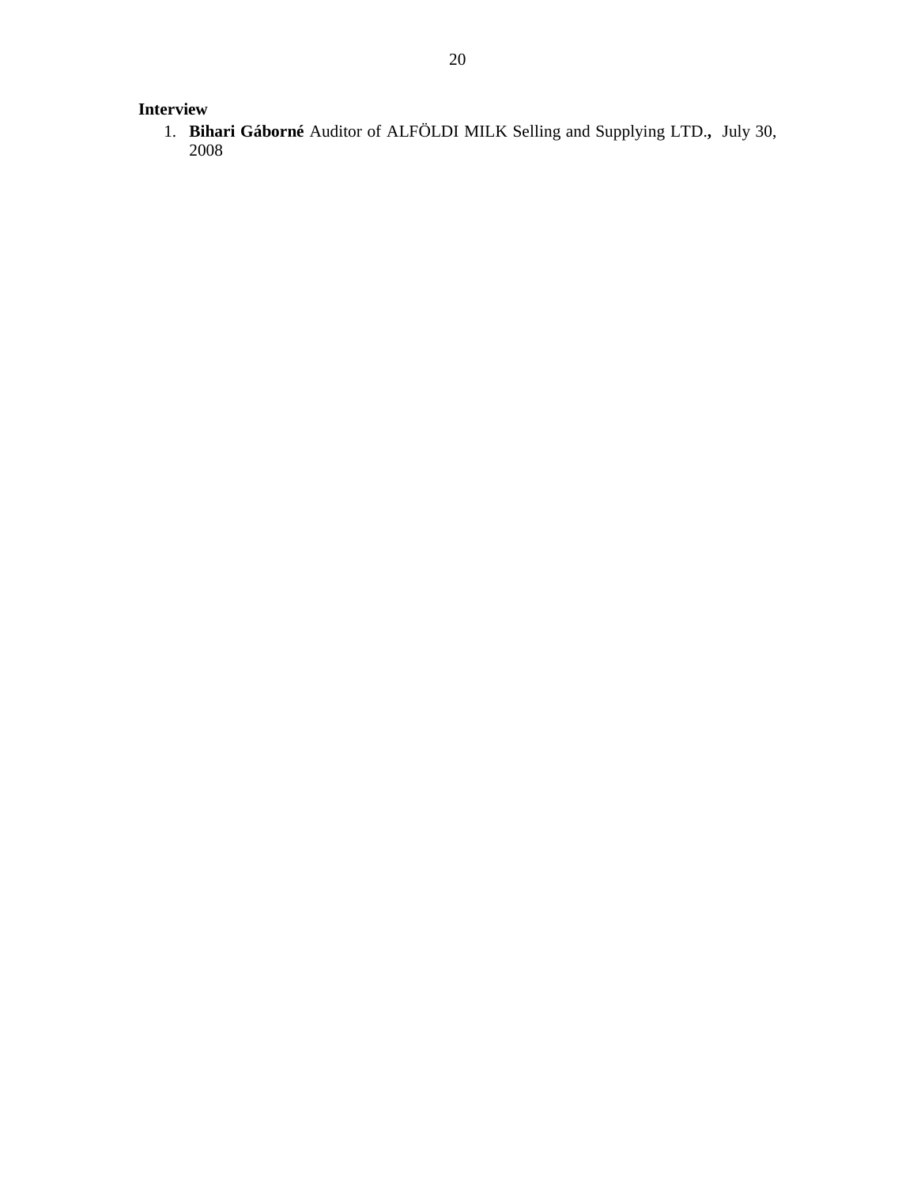**Interview**

1. **Bihari Gáborné** Auditor of ALFÖLDI MILK Selling and Supplying LTD.**,** July 30, 2008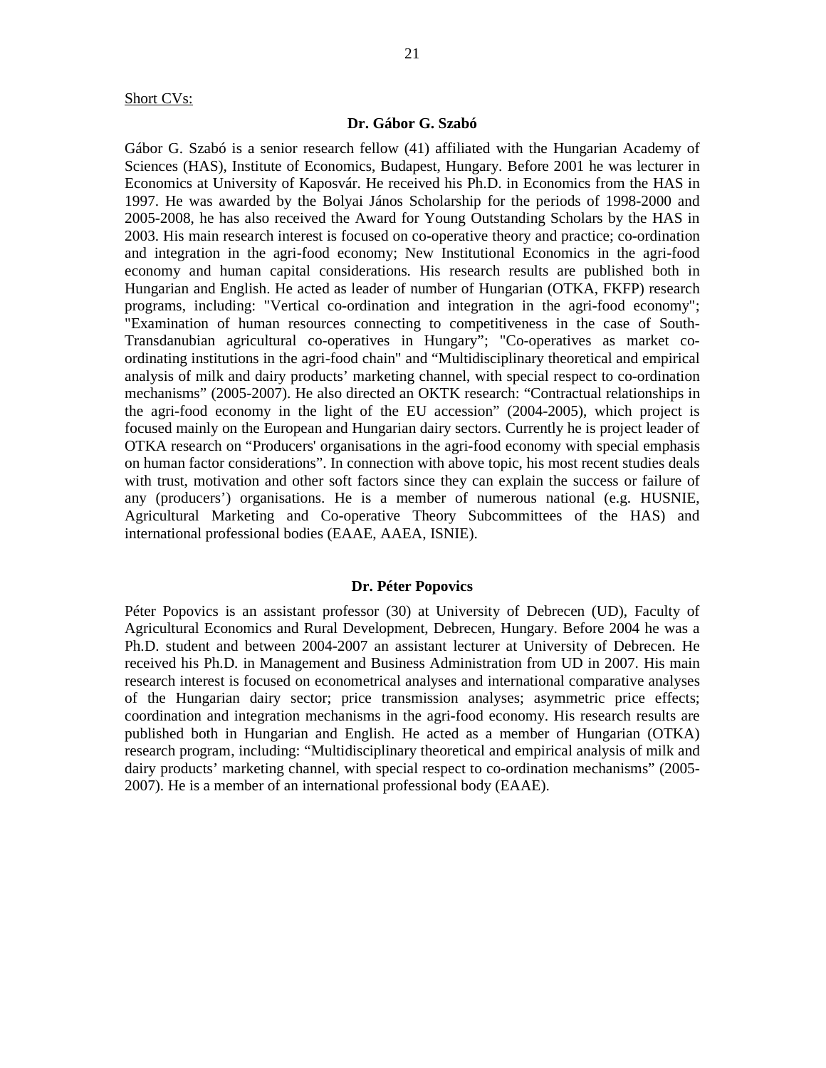Short CVs:

### Dr. Gábor G. Szabó

Gábor G. Szabó is a senior research fellow (41) affiliated with the Hungarian Academy of Sciences (HAS), Institute of Economics, Budapest, Hungary. Before 2001 he was lecturer in Economics at University of Kaposvár. He received his Ph.D. in Economics from the HAS in 1997. He was awarded by the Bolyai János Scholarship for the periods of 1998-2000 and 2005-2008, he has also received the Award for Young Outstanding Scholars by the HAS in 2003. His main research interest is focused on co-operative theory and practice; co-ordination and integration in the agri-food economy; New Institutional Economics in the agri-food economy and human capital considerations. His research results are published both in Hungarian and English. He acted as leader of number of Hungarian (OTKA, FKFP) research programs, including: "Vertical co-ordination and integration in the agri-food economy"; "Examination of human resources connecting to competitiveness in the case of South-Transdanubian agricultural co-operatives in Hungary"; "Co-operatives as market co-ordinating institutions in the agri-food chain" and "Multidisciplinary theoretical and empirical analysis of milk and dairy products' marketing channel, with special respect to co-ordination mechanisms" (2005-2007). He also directed an OKTK research: "Contractual relationships in the agri-food economy in the light of the EU accession" (2004-2005), which project is focused mainly on the European and Hungarian dairy sectors. Currently he is project leader of OTKA research on "Producers' organisations in the agri-food economy with special emphasis on human factor considerations". In connection with above topic, his most recent studies deals with trust, motivation and other soft factors since they can explain the success or failure of any (producers') organisations. He is a member of numerous national (e.g. HUSNIE, Agricultural Marketing and Co-operative Theory Subcommittees of the HAS) and international professional bodies (EAAE, AAEA, ISNIE).

### Dr. Péter Popovics

Péter Popovics is an assistant professor (30) at University of Debrecen (UD), Faculty of Agricultural Economics and Rural Development, Debrecen, Hungary. Before 2004 he was a Ph.D. student and between 2004-2007 an assistant lecturer at University of Debrecen. He received his Ph.D. in Management and Business Administration from UD in 2007. His main research interest is focused on econometrical analyses and international comparative analyses of the Hungarian dairy sector; price transmission analyses; asymmetric price effects; coordination and integration mechanisms in the agri-food economy. His research results are published both in Hungarian and English. He acted as a member of Hungarian (OTKA) research program, including: "Multidisciplinary theoretical and empirical analysis of milk and dairy products' marketing channel, with special respect to co-ordination mechanisms" (2005-2007). He is a member of an international professional body (EAAE).